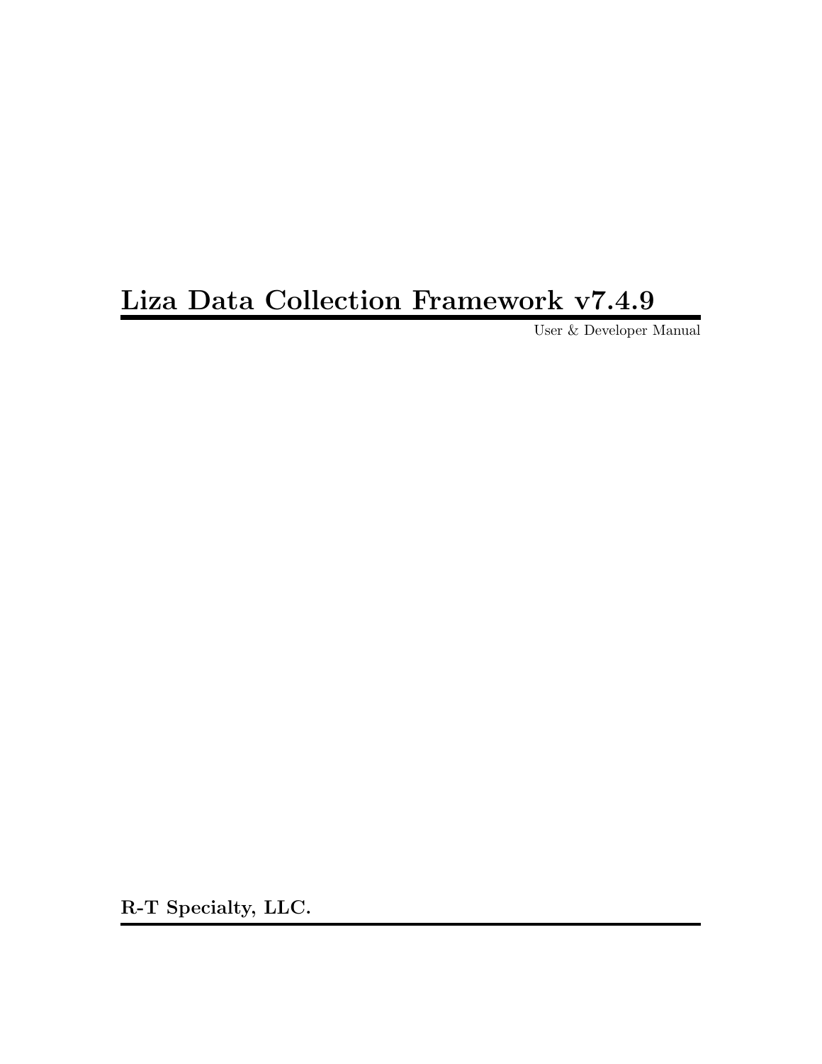# Liza Data Collection Framework v7.4.9

User & Developer Manual

**R-T Specialty, LLC.**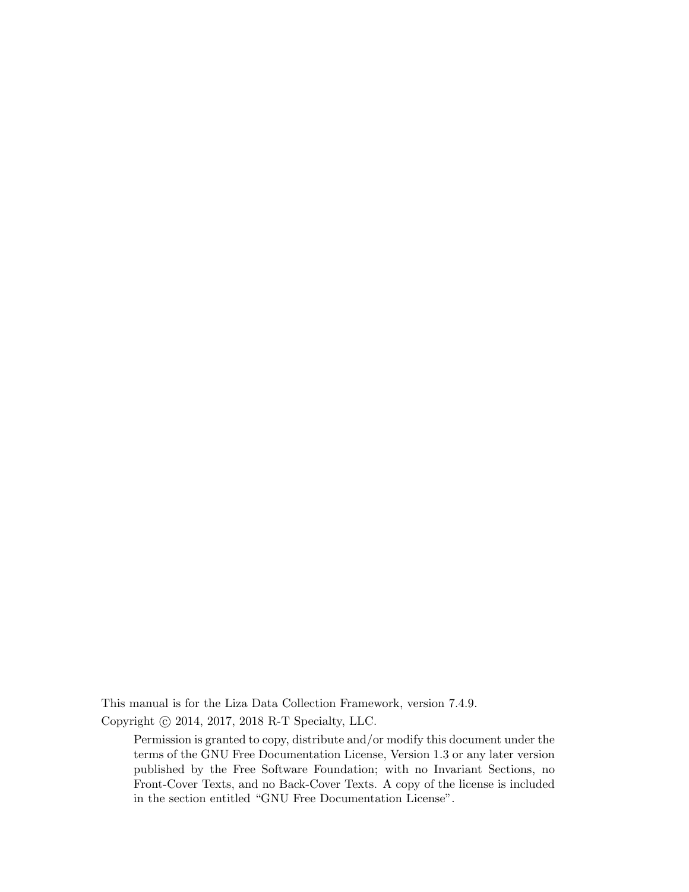This manual is for the Liza Data Collection Framework, version 7.4.9.

Copyright © 2014, 2017, 2018 R-T Specialty, LLC.

> Permission is granted to copy, distribute and/or modify this document under the terms of the GNU Free Documentation License, Version 1.3 or any later version published by the Free Software Foundation; with no Invariant Sections, no Front-Cover Texts, and no Back-Cover Texts. A copy of the license is included in the section entitled "GNU Free Documentation License".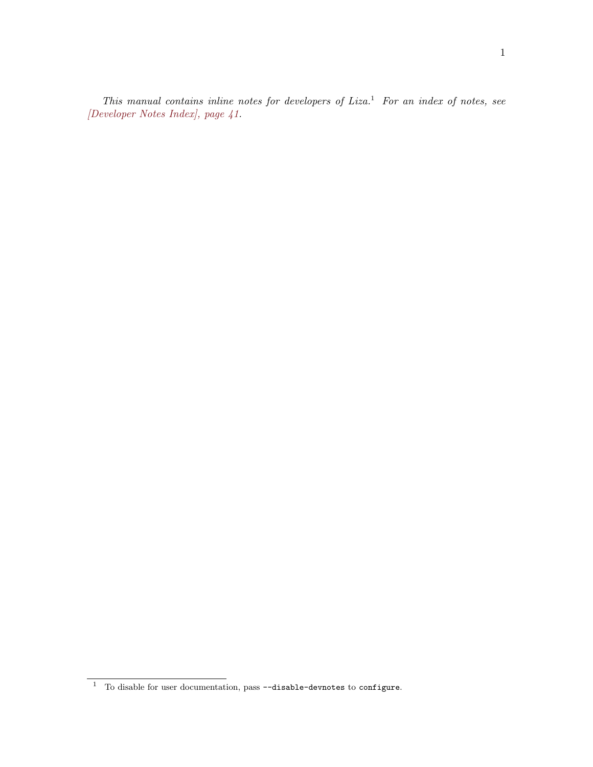*This manual contains inline notes for developers of Liza.*[1] *For an index of notes, see [Developer Notes Index], page 41.*

[1] To disable for user documentation, pass `--disable-devnotes` to `configure`.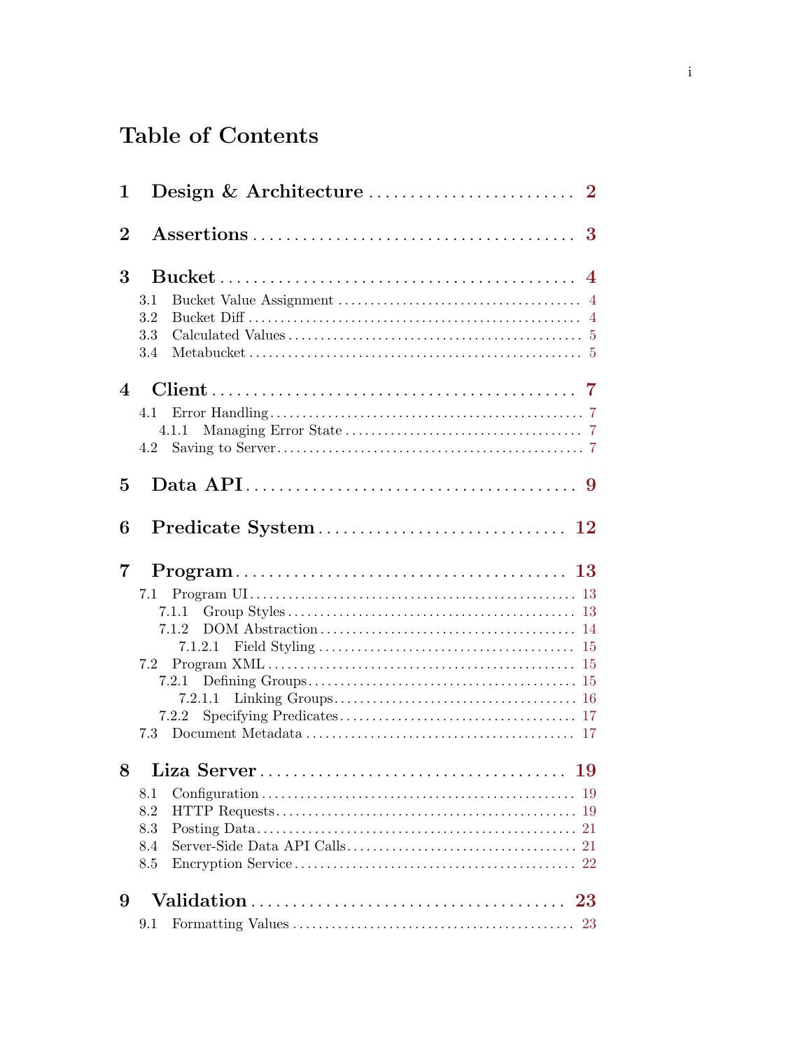# Table of Contents

- **1 Design & Architecture** .......... 2
- **2 Assertions** .......... 3
- **3 Bucket** .......... 4
  - 3.1 Bucket Value Assignment .......... 4
  - 3.2 Bucket Diff .......... 4
  - 3.3 Calculated Values .......... 5
  - 3.4 Metabucket .......... 5
- **4 Client** .......... 7
  - 4.1 Error Handling .......... 7
    - 4.1.1 Managing Error State .......... 7
  - 4.2 Saving to Server .......... 7
- **5 Data API** .......... 9
- **6 Predicate System** .......... 12
- **7 Program** .......... 13
  - 7.1 Program UI .......... 13
    - 7.1.1 Group Styles .......... 13
    - 7.1.2 DOM Abstraction .......... 14
      - 7.1.2.1 Field Styling .......... 15
  - 7.2 Program XML .......... 15
    - 7.2.1 Defining Groups .......... 15
      - 7.2.1.1 Linking Groups .......... 16
    - 7.2.2 Specifying Predicates .......... 17
  - 7.3 Document Metadata .......... 17
- **8 Liza Server** .......... 19
  - 8.1 Configuration .......... 19
  - 8.2 HTTP Requests .......... 19
  - 8.3 Posting Data .......... 21
  - 8.4 Server-Side Data API Calls .......... 21
  - 8.5 Encryption Service .......... 22
- **9 Validation** .......... 23
  - 9.1 Formatting Values .......... 23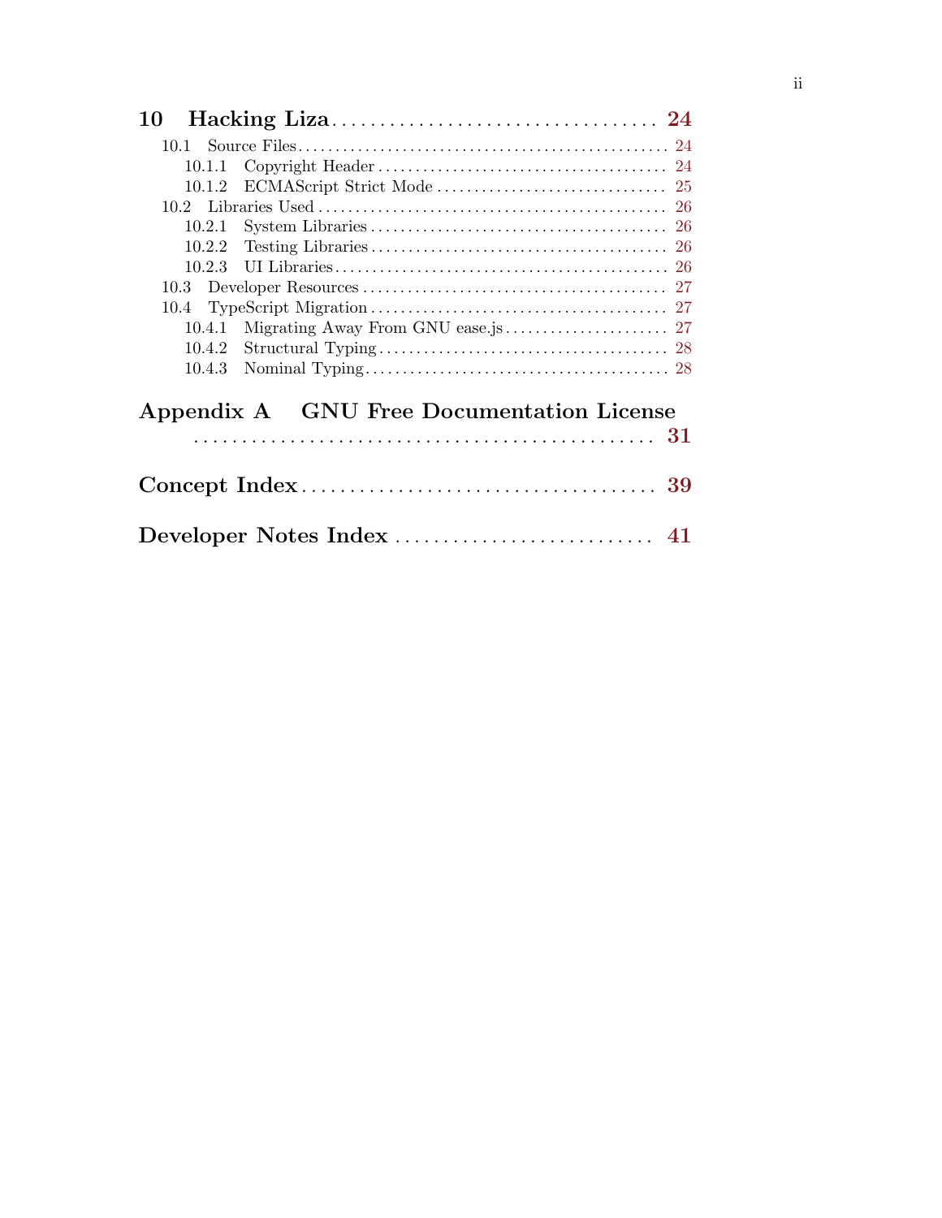**10 Hacking Liza** .................................. **24**

- 10.1 Source Files ................................................. 24
  - 10.1.1 Copyright Header ...................................... 24
  - 10.1.2 ECMAScript Strict Mode .............................. 25
- 10.2 Libraries Used .............................................. 26
  - 10.2.1 System Libraries ....................................... 26
  - 10.2.2 Testing Libraries ....................................... 26
  - 10.2.3 UI Libraries ............................................ 26
- 10.3 Developer Resources ........................................ 27
- 10.4 TypeScript Migration ....................................... 27
  - 10.4.1 Migrating Away From GNU ease.js ..................... 27
  - 10.4.2 Structural Typing ...................................... 28
  - 10.4.3 Nominal Typing ........................................ 28

**Appendix A GNU Free Documentation License** ............................................. **31**

**Concept Index** .................................... **39**

**Developer Notes Index** ........................... **41**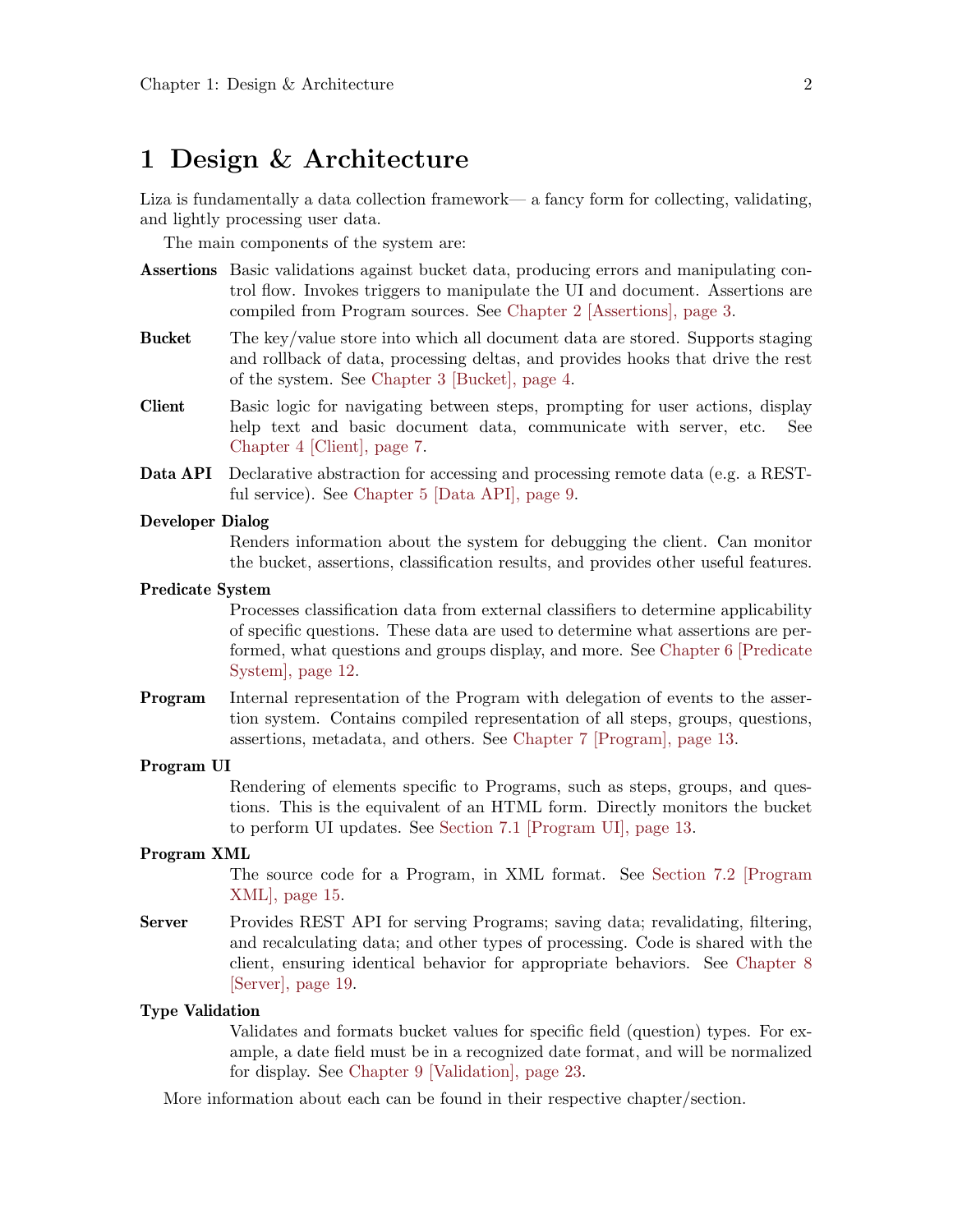# 1 Design & Architecture

Liza is fundamentally a data collection framework— a fancy form for collecting, validating, and lightly processing user data.

The main components of the system are:

**Assertions** Basic validations against bucket data, producing errors and manipulating control flow. Invokes triggers to manipulate the UI and document. Assertions are compiled from Program sources. See Chapter 2 [Assertions], page 3.

**Bucket** The key/value store into which all document data are stored. Supports staging and rollback of data, processing deltas, and provides hooks that drive the rest of the system. See Chapter 3 [Bucket], page 4.

**Client** Basic logic for navigating between steps, prompting for user actions, display help text and basic document data, communicate with server, etc. See Chapter 4 [Client], page 7.

**Data API** Declarative abstraction for accessing and processing remote data (e.g. a RESTful service). See Chapter 5 [Data API], page 9.

**Developer Dialog**
Renders information about the system for debugging the client. Can monitor the bucket, assertions, classification results, and provides other useful features.

**Predicate System**
Processes classification data from external classifiers to determine applicability of specific questions. These data are used to determine what assertions are performed, what questions and groups display, and more. See Chapter 6 [Predicate System], page 12.

**Program** Internal representation of the Program with delegation of events to the assertion system. Contains compiled representation of all steps, groups, questions, assertions, metadata, and others. See Chapter 7 [Program], page 13.

**Program UI**
Rendering of elements specific to Programs, such as steps, groups, and questions. This is the equivalent of an HTML form. Directly monitors the bucket to perform UI updates. See Section 7.1 [Program UI], page 13.

**Program XML**
The source code for a Program, in XML format. See Section 7.2 [Program XML], page 15.

**Server** Provides REST API for serving Programs; saving data; revalidating, filtering, and recalculating data; and other types of processing. Code is shared with the client, ensuring identical behavior for appropriate behaviors. See Chapter 8 [Server], page 19.

**Type Validation**
Validates and formats bucket values for specific field (question) types. For example, a date field must be in a recognized date format, and will be normalized for display. See Chapter 9 [Validation], page 23.

More information about each can be found in their respective chapter/section.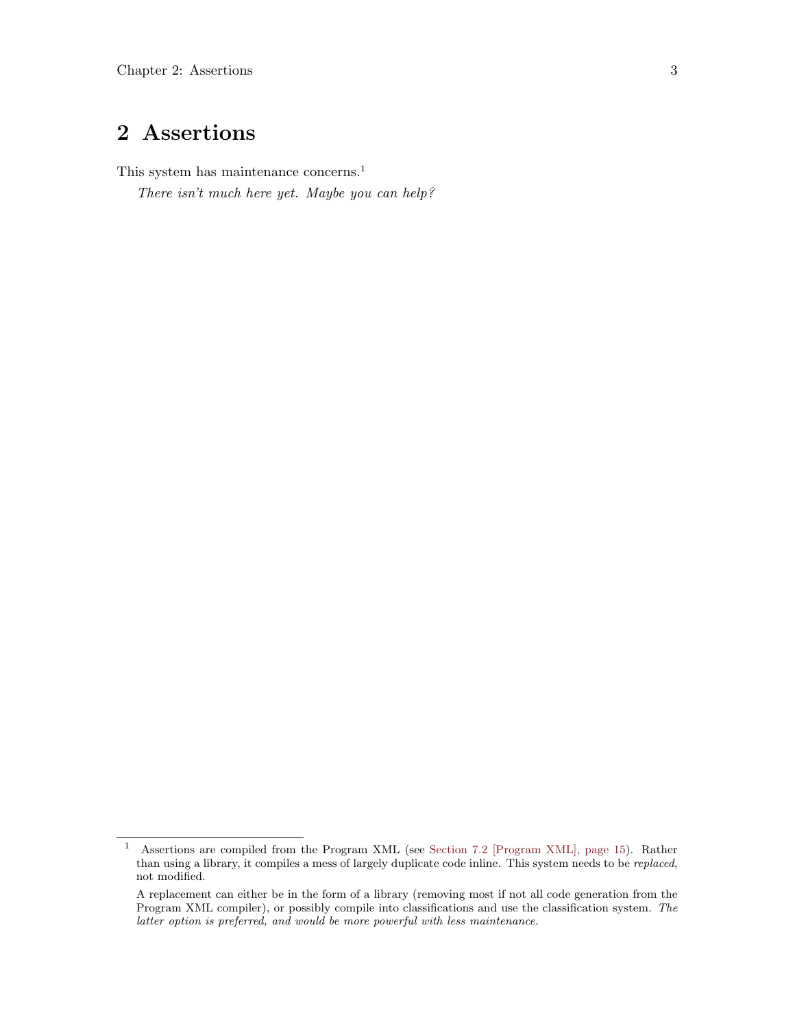# 2 Assertions

This system has maintenance concerns.[1]

*There isn't much here yet. Maybe you can help?*

---

[1] Assertions are compiled from the Program XML (see Section 7.2 [Program XML], page 15). Rather than using a library, it compiles a mess of largely duplicate code inline. This system needs to be *replaced*, not modified.

A replacement can either be in the form of a library (removing most if not all code generation from the Program XML compiler), or possibly compile into classifications and use the classification system. *The latter option is preferred, and would be more powerful with less maintenance.*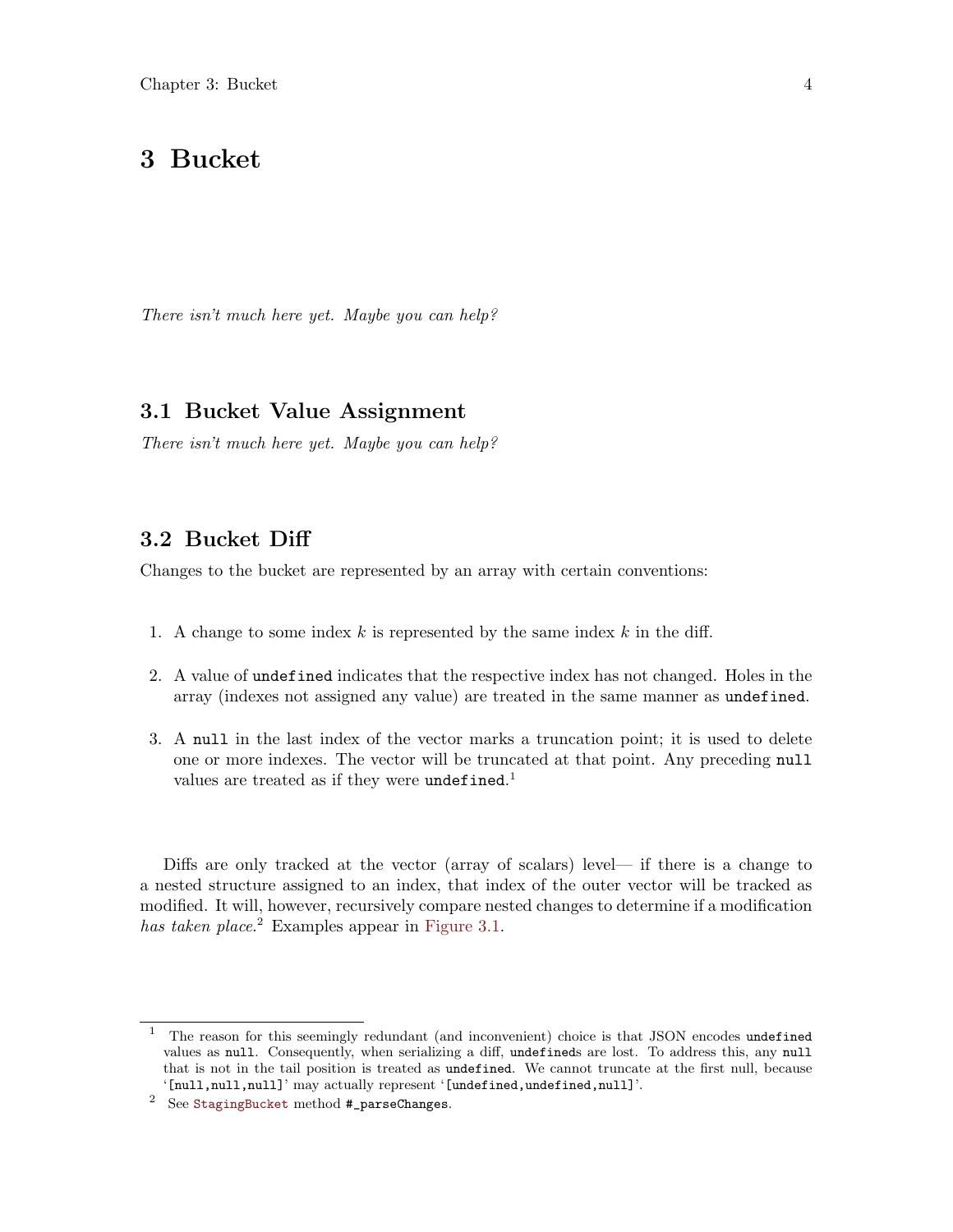# 3 Bucket

*There isn't much here yet. Maybe you can help?*

## 3.1 Bucket Value Assignment

*There isn't much here yet. Maybe you can help?*

## 3.2 Bucket Diff

Changes to the bucket are represented by an array with certain conventions:

1. A change to some index $k$ is represented by the same index $k$ in the diff.
2. A value of `undefined` indicates that the respective index has not changed. Holes in the array (indexes not assigned any value) are treated in the same manner as `undefined`.
3. A `null` in the last index of the vector marks a truncation point; it is used to delete one or more indexes. The vector will be truncated at that point. Any preceding `null` values are treated as if they were `undefined`.[1]

Diffs are only tracked at the vector (array of scalars) level— if there is a change to a nested structure assigned to an index, that index of the outer vector will be tracked as modified. It will, however, recursively compare nested changes to determine if a modification *has taken place*.[2] Examples appear in Figure 3.1.

---

[1] The reason for this seemingly redundant (and inconvenient) choice is that JSON encodes `undefined` values as `null`. Consequently, when serializing a diff, `undefined`s are lost. To address this, any `null` that is not in the tail position is treated as `undefined`. We cannot truncate at the first null, because '`[null,null,null]`' may actually represent '`[undefined,undefined,null]`'.

[2] See `StagingBucket` method `#_parseChanges`.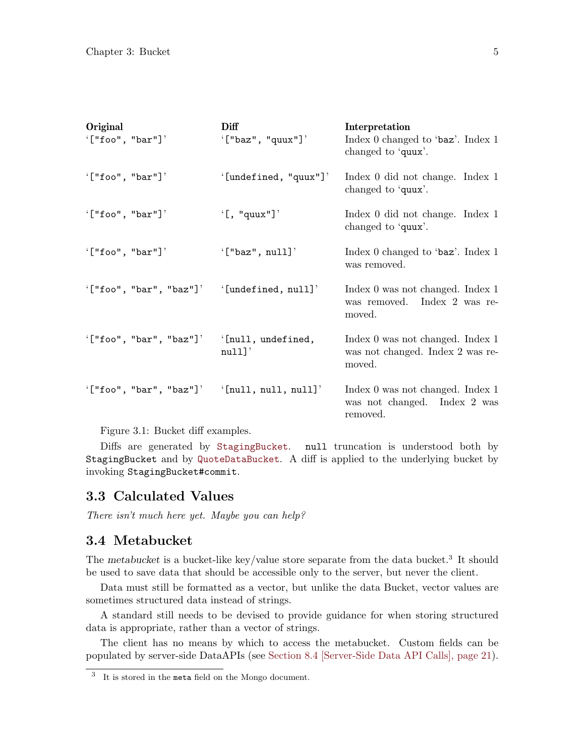| Original | Diff | Interpretation |
| --- | --- | --- |
| `["foo", "bar"]` | `["baz", "quux"]` | Index 0 changed to `baz`. Index 1 changed to `quux`. |
| `["foo", "bar"]` | `[undefined, "quux"]` | Index 0 did not change. Index 1 changed to `quux`. |
| `["foo", "bar"]` | `[, "quux"]` | Index 0 did not change. Index 1 changed to `quux`. |
| `["foo", "bar"]` | `["baz", null]` | Index 0 changed to `baz`. Index 1 was removed. |
| `["foo", "bar", "baz"]` | `[undefined, null]` | Index 0 was not changed. Index 1 was removed. Index 2 was removed. |
| `["foo", "bar", "baz"]` | `[null, undefined, null]` | Index 0 was not changed. Index 1 was not changed. Index 2 was removed. |
| `["foo", "bar", "baz"]` | `[null, null, null]` | Index 0 was not changed. Index 1 was not changed. Index 2 was removed. |

Figure 3.1: Bucket diff examples.

Diffs are generated by StagingBucket. `null` truncation is understood both by `StagingBucket` and by QuoteDataBucket. A diff is applied to the underlying bucket by invoking `StagingBucket#commit`.

## 3.3 Calculated Values

*There isn't much here yet. Maybe you can help?*

## 3.4 Metabucket

The *metabucket* is a bucket-like key/value store separate from the data bucket.[3] It should be used to save data that should be accessible only to the server, but never the client.

Data must still be formatted as a vector, but unlike the data Bucket, vector values are sometimes structured data instead of strings.

A standard still needs to be devised to provide guidance for when storing structured data is appropriate, rather than a vector of strings.

The client has no means by which to access the metabucket. Custom fields can be populated by server-side DataAPIs (see Section 8.4 [Server-Side Data API Calls], page 21).

[3] It is stored in the `meta` field on the Mongo document.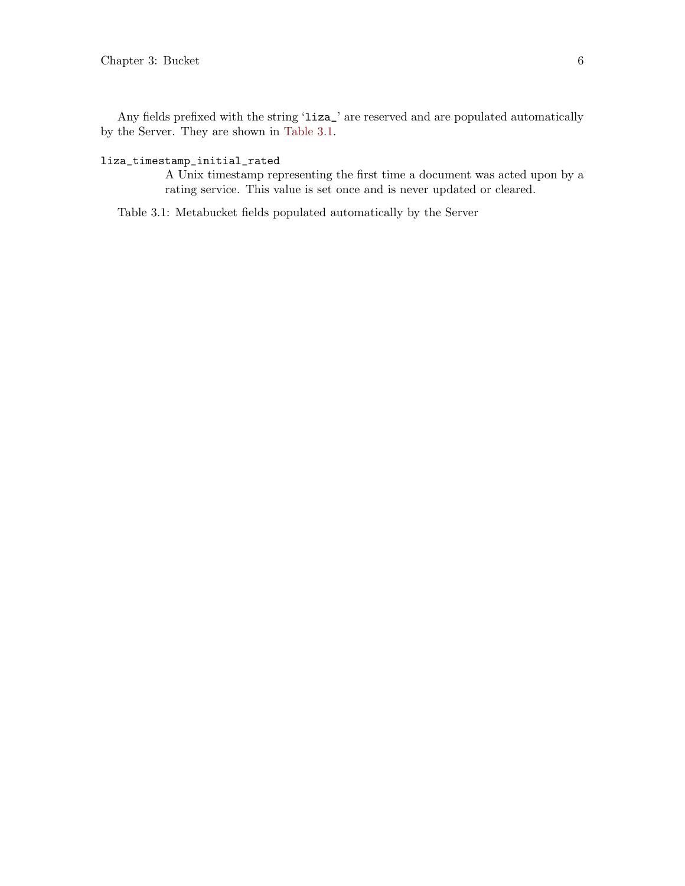Any fields prefixed with the string 'liza_' are reserved and are populated automatically by the Server. They are shown in Table 3.1.

`liza_timestamp_initial_rated`
: A Unix timestamp representing the first time a document was acted upon by a rating service. This value is set once and is never updated or cleared.

Table 3.1: Metabucket fields populated automatically by the Server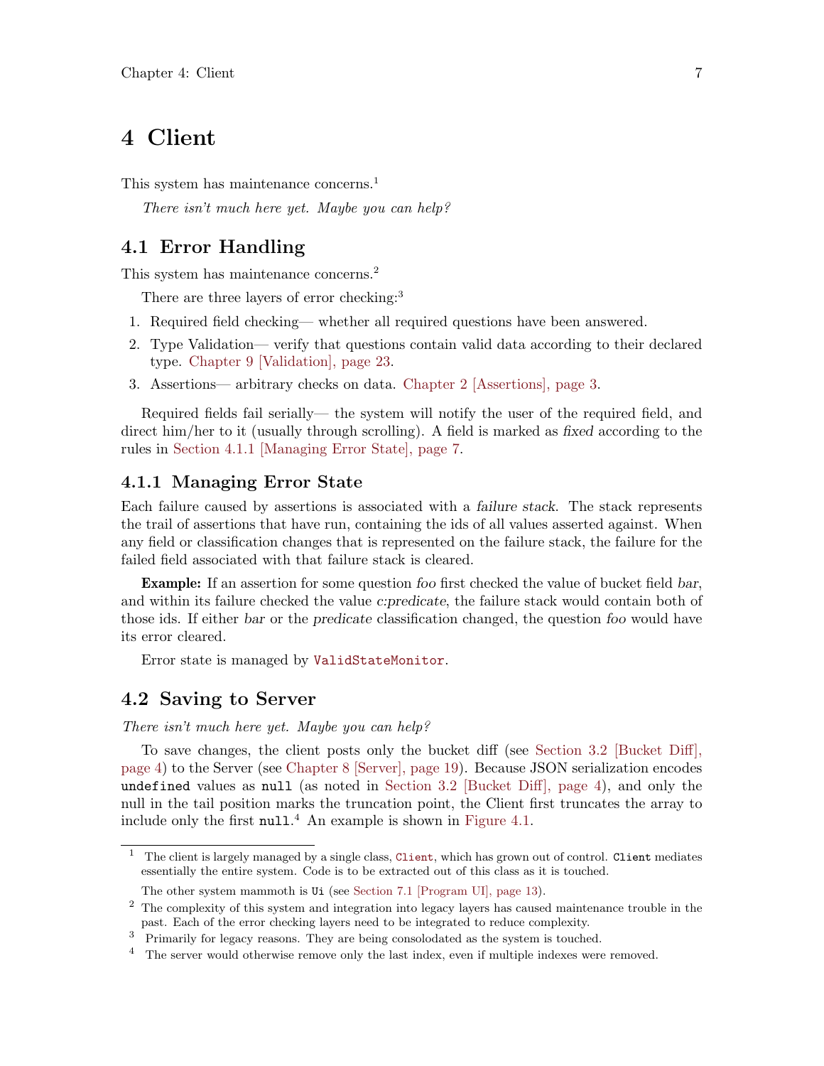# 4 Client

This system has maintenance concerns.[1]

*There isn't much here yet. Maybe you can help?*

## 4.1 Error Handling

This system has maintenance concerns.[2]

There are three layers of error checking:[3]

1. Required field checking— whether all required questions have been answered.
2. Type Validation— verify that questions contain valid data according to their declared type. Chapter 9 [Validation], page 23.
3. Assertions— arbitrary checks on data. Chapter 2 [Assertions], page 3.

Required fields fail serially— the system will notify the user of the required field, and direct him/her to it (usually through scrolling). A field is marked as *fixed* according to the rules in Section 4.1.1 [Managing Error State], page 7.

### 4.1.1 Managing Error State

Each failure caused by assertions is associated with a *failure stack*. The stack represents the trail of assertions that have run, containing the ids of all values asserted against. When any field or classification changes that is represented on the failure stack, the failure for the failed field associated with that failure stack is cleared.

**Example:** If an assertion for some question *foo* first checked the value of bucket field *bar*, and within its failure checked the value *c:predicate*, the failure stack would contain both of those ids. If either *bar* or the *predicate* classification changed, the question *foo* would have its error cleared.

Error state is managed by `ValidStateMonitor`.

## 4.2 Saving to Server

*There isn't much here yet. Maybe you can help?*

To save changes, the client posts only the bucket diff (see Section 3.2 [Bucket Diff], page 4) to the Server (see Chapter 8 [Server], page 19). Because JSON serialization encodes `undefined` values as `null` (as noted in Section 3.2 [Bucket Diff], page 4), and only the null in the tail position marks the truncation point, the Client first truncates the array to include only the first `null`.[4] An example is shown in Figure 4.1.

---

[1] The client is largely managed by a single class, `Client`, which has grown out of control. `Client` mediates essentially the entire system. Code is to be extracted out of this class as it is touched.

The other system mammoth is `Ui` (see Section 7.1 [Program UI], page 13).

[2] The complexity of this system and integration into legacy layers has caused maintenance trouble in the past. Each of the error checking layers need to be integrated to reduce complexity.

[3] Primarily for legacy reasons. They are being consolodated as the system is touched.

[4] The server would otherwise remove only the last index, even if multiple indexes were removed.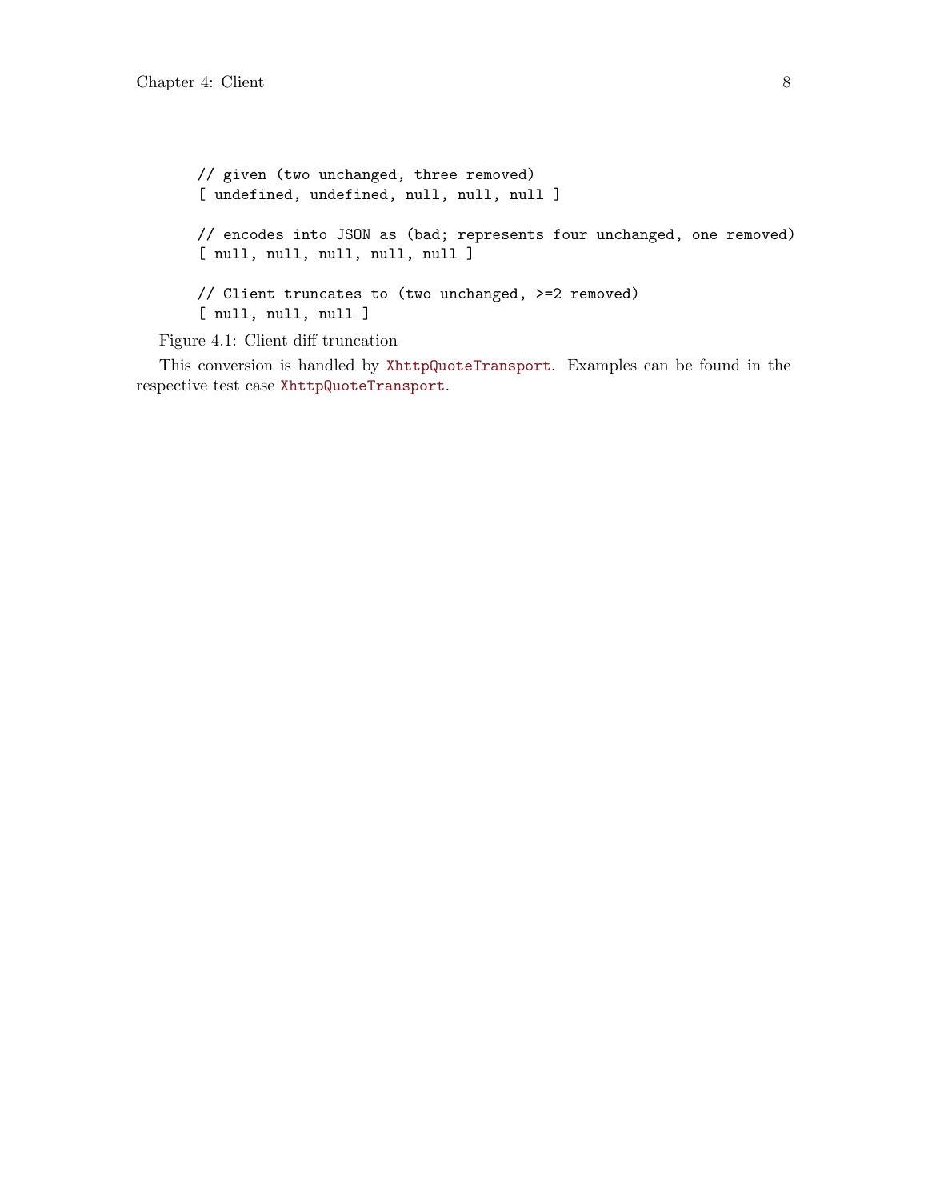```
// given (two unchanged, three removed)
[ undefined, undefined, null, null, null ]

// encodes into JSON as (bad; represents four unchanged, one removed)
[ null, null, null, null, null ]

// Client truncates to (two unchanged, >=2 removed)
[ null, null, null ]
```

Figure 4.1: Client diff truncation

This conversion is handled by `XhttpQuoteTransport`. Examples can be found in the respective test case `XhttpQuoteTransport`.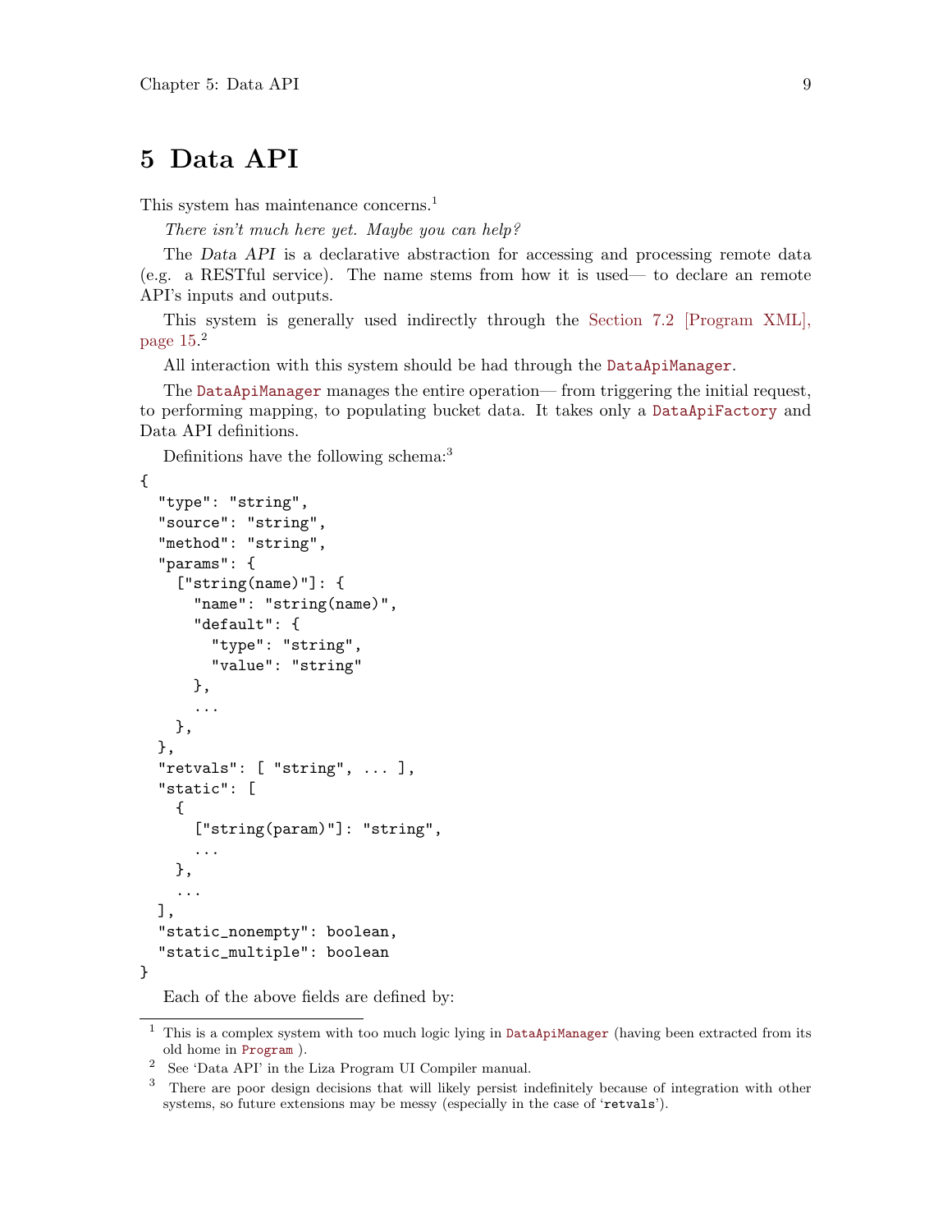# 5 Data API

This system has maintenance concerns.[1]

*There isn't much here yet. Maybe you can help?*

The *Data API* is a declarative abstraction for accessing and processing remote data (e.g. a RESTful service). The name stems from how it is used— to declare an remote API's inputs and outputs.

This system is generally used indirectly through the Section 7.2 [Program XML], page 15.[2]

All interaction with this system should be had through the `DataApiManager`.

The `DataApiManager` manages the entire operation— from triggering the initial request, to performing mapping, to populating bucket data. It takes only a `DataApiFactory` and Data API definitions.

Definitions have the following schema:[3]

```
{
  "type": "string",
  "source": "string",
  "method": "string",
  "params": {
    ["string(name)"]: {
      "name": "string(name)",
      "default": {
        "type": "string",
        "value": "string"
      },
      ...
    },
  },
  "retvals": [ "string", ... ],
  "static": [
    {
      ["string(param)"]: "string",
      ...
    },
    ...
  ],
  "static_nonempty": boolean,
  "static_multiple": boolean
}
```

Each of the above fields are defined by:

---

[1] This is a complex system with too much logic lying in `DataApiManager` (having been extracted from its old home in `Program` ).

[2] See 'Data API' in the Liza Program UI Compiler manual.

[3] There are poor design decisions that will likely persist indefinitely because of integration with other systems, so future extensions may be messy (especially in the case of '`retvals`').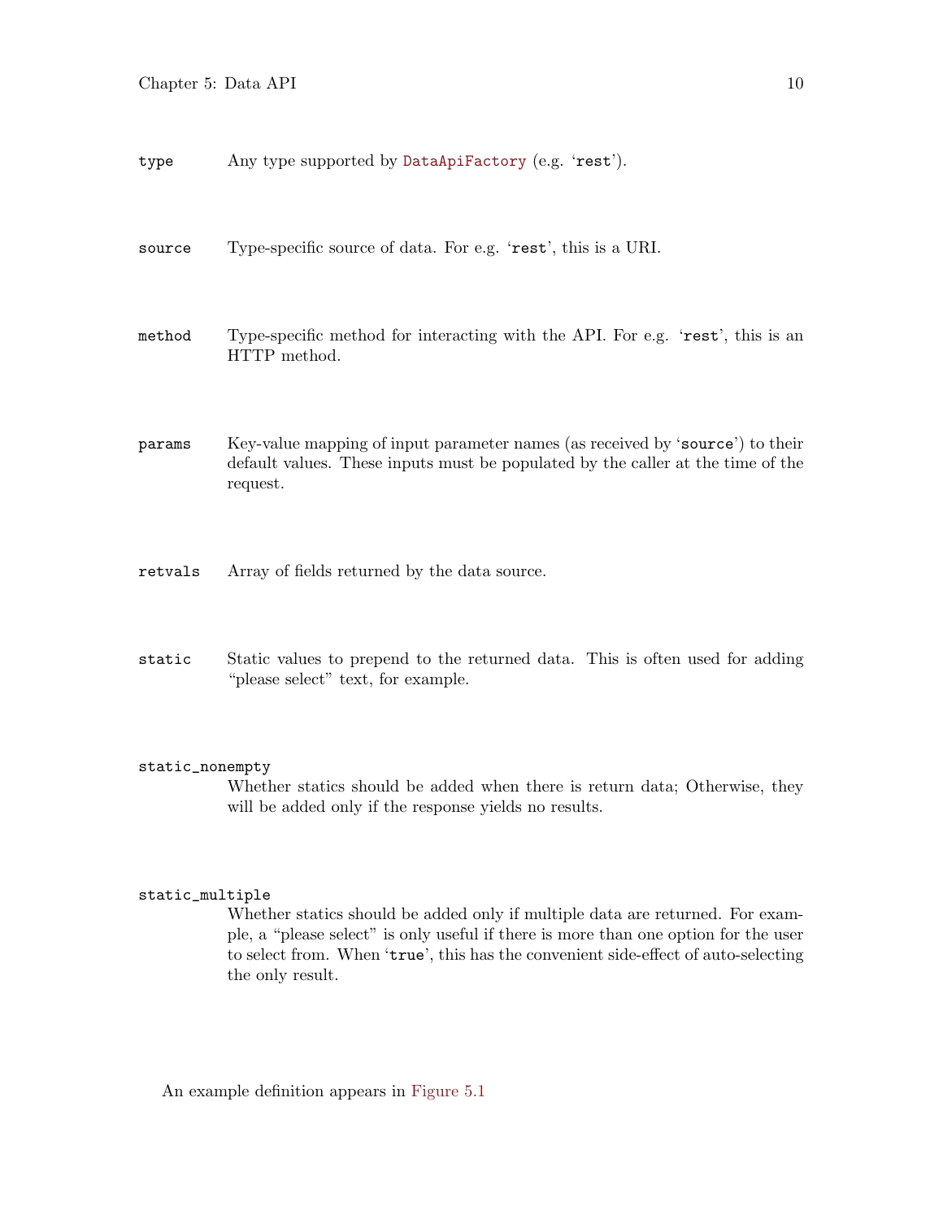`type`
: Any type supported by `DataApiFactory` (e.g. '`rest`').

`source`
: Type-specific source of data. For e.g. '`rest`', this is a URI.

`method`
: Type-specific method for interacting with the API. For e.g. '`rest`', this is an HTTP method.

`params`
: Key-value mapping of input parameter names (as received by '`source`') to their default values. These inputs must be populated by the caller at the time of the request.

`retvals`
: Array of fields returned by the data source.

`static`
: Static values to prepend to the returned data. This is often used for adding "please select" text, for example.

`static_nonempty`
: Whether statics should be added when there is return data; Otherwise, they will be added only if the response yields no results.

`static_multiple`
: Whether statics should be added only if multiple data are returned. For example, a "please select" is only useful if there is more than one option for the user to select from. When '`true`', this has the convenient side-effect of auto-selecting the only result.

An example definition appears in Figure 5.1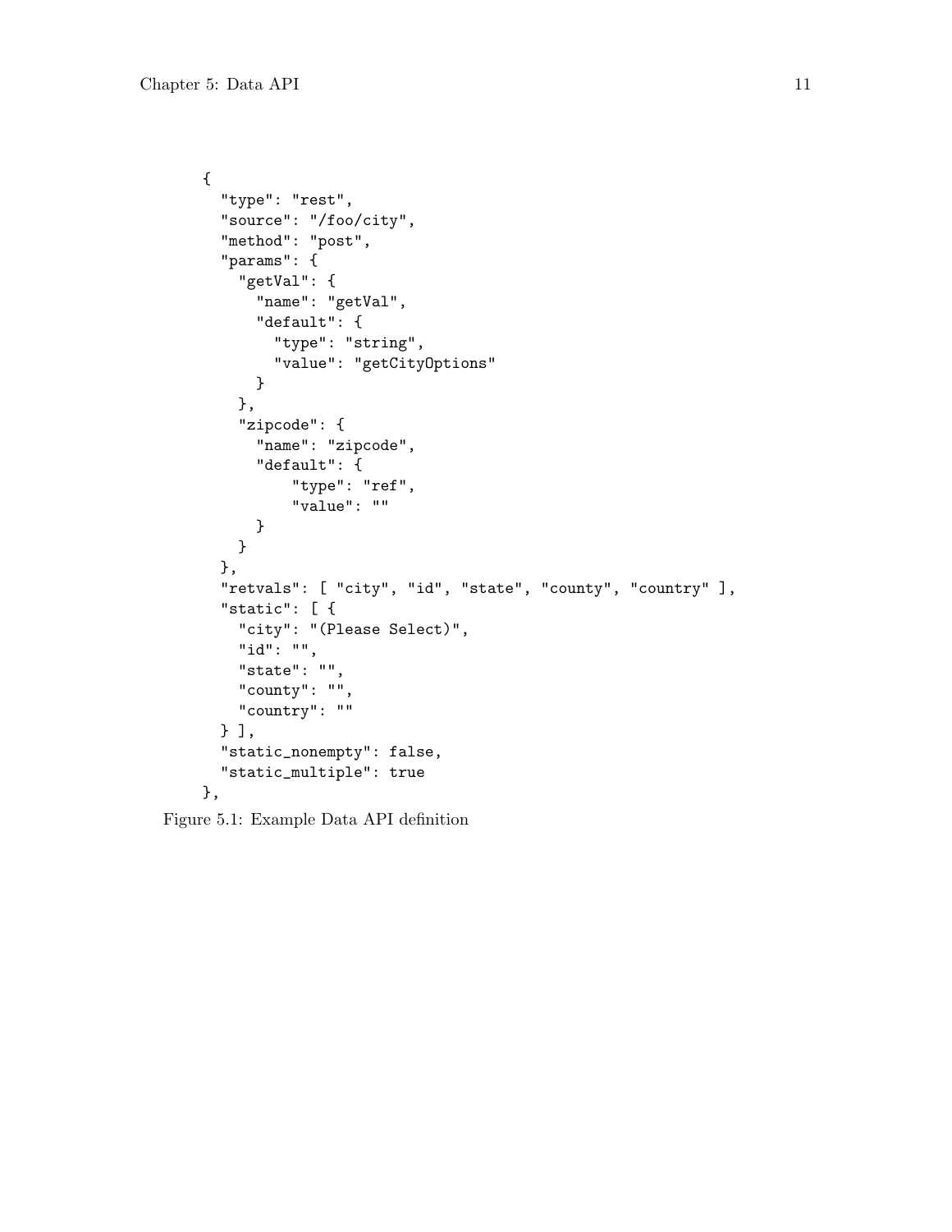```
{
  "type": "rest",
  "source": "/foo/city",
  "method": "post",
  "params": {
    "getVal": {
      "name": "getVal",
      "default": {
        "type": "string",
        "value": "getCityOptions"
      }
    },
    "zipcode": {
      "name": "zipcode",
      "default": {
          "type": "ref",
          "value": ""
      }
    }
  },
  "retvals": [ "city", "id", "state", "county", "country" ],
  "static": [ {
    "city": "(Please Select)",
    "id": "",
    "state": "",
    "county": "",
    "country": ""
  } ],
  "static_nonempty": false,
  "static_multiple": true
},
```

Figure 5.1: Example Data API definition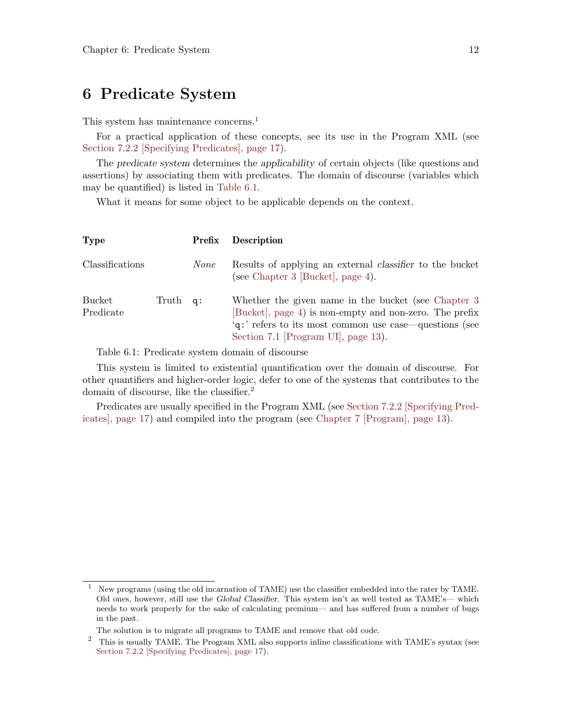# 6 Predicate System

This system has maintenance concerns.[1]

For a practical application of these concepts, see its use in the Program XML (see Section 7.2.2 [Specifying Predicates], page 17).

The *predicate system* determines the *applicability* of certain objects (like questions and assertions) by associating them with predicates. The domain of discourse (variables which may be quantified) is listed in Table 6.1.

What it means for some object to be applicable depends on the context.

| Type | Prefix | Description |
|---|---|---|
| Classifications | *None* | Results of applying an external *classifier* to the bucket (see Chapter 3 [Bucket], page 4). |
| Bucket Truth Predicate | `q:` | Whether the given name in the bucket (see Chapter 3 [Bucket], page 4) is non-empty and non-zero. The prefix '`q:`' refers to its most common use case—questions (see Section 7.1 [Program UI], page 13). |

Table 6.1: Predicate system domain of discourse

This system is limited to existential quantification over the domain of discourse. For other quantifiers and higher-order logic, defer to one of the systems that contributes to the domain of discourse, like the classifier.[2]

Predicates are usually specified in the Program XML (see Section 7.2.2 [Specifying Predicates], page 17) and compiled into the program (see Chapter 7 [Program], page 13).

---

[1] New programs (using the old incarnation of TAME) use the classifier embedded into the rater by TAME. Old ones, however, still use the *Global Classifier*. This system isn't as well tested as TAME's— which needs to work properly for the sake of calculating premium— and has suffered from a number of bugs in the past.

The solution is to migrate all programs to TAME and remove that old code.

[2] This is usually TAME. The Program XML also supports inline classifications with TAME's syntax (see Section 7.2.2 [Specifying Predicates], page 17).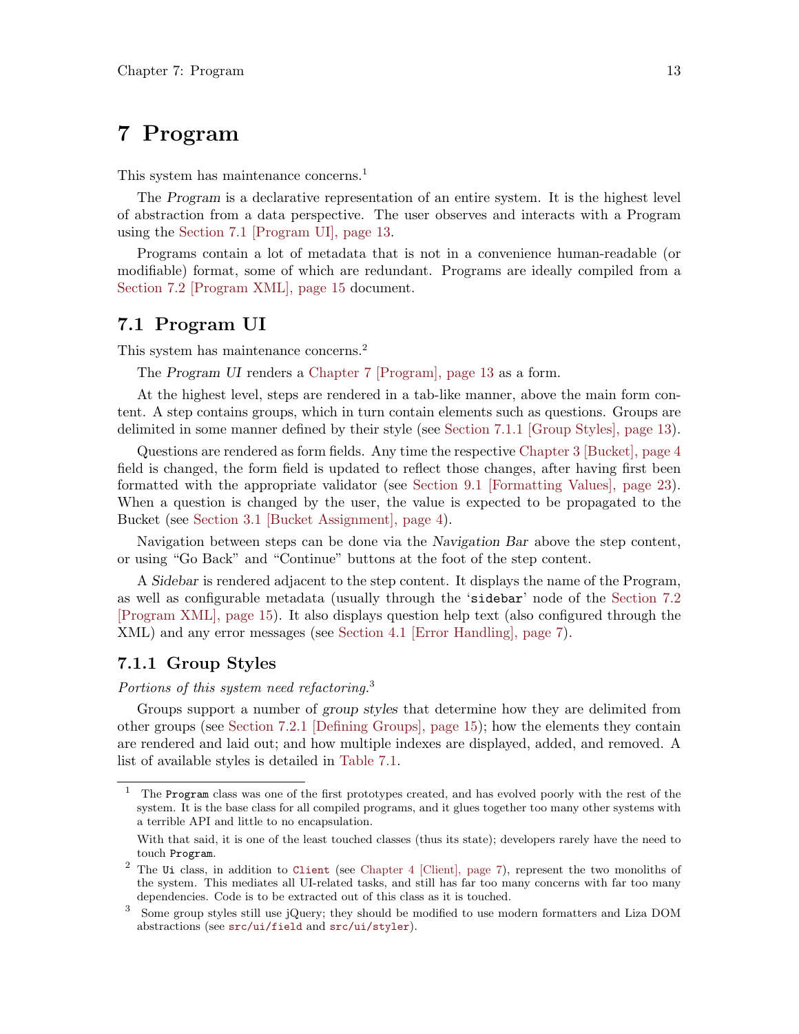# 7 Program

This system has maintenance concerns.[1]

The *Program* is a declarative representation of an entire system. It is the highest level of abstraction from a data perspective. The user observes and interacts with a Program using the Section 7.1 [Program UI], page 13.

Programs contain a lot of metadata that is not in a convenience human-readable (or modifiable) format, some of which are redundant. Programs are ideally compiled from a Section 7.2 [Program XML], page 15 document.

## 7.1 Program UI

This system has maintenance concerns.[2]

The *Program UI* renders a Chapter 7 [Program], page 13 as a form.

At the highest level, steps are rendered in a tab-like manner, above the main form content. A step contains groups, which in turn contain elements such as questions. Groups are delimited in some manner defined by their style (see Section 7.1.1 [Group Styles], page 13).

Questions are rendered as form fields. Any time the respective Chapter 3 [Bucket], page 4 field is changed, the form field is updated to reflect those changes, after having first been formatted with the appropriate validator (see Section 9.1 [Formatting Values], page 23). When a question is changed by the user, the value is expected to be propagated to the Bucket (see Section 3.1 [Bucket Assignment], page 4).

Navigation between steps can be done via the *Navigation Bar* above the step content, or using "Go Back" and "Continue" buttons at the foot of the step content.

A *Sidebar* is rendered adjacent to the step content. It displays the name of the Program, as well as configurable metadata (usually through the '`sidebar`' node of the Section 7.2 [Program XML], page 15). It also displays question help text (also configured through the XML) and any error messages (see Section 4.1 [Error Handling], page 7).

### 7.1.1 Group Styles

*Portions of this system need refactoring.*[3]

Groups support a number of *group styles* that determine how they are delimited from other groups (see Section 7.2.1 [Defining Groups], page 15); how the elements they contain are rendered and laid out; and how multiple indexes are displayed, added, and removed. A list of available styles is detailed in Table 7.1.

---

[1] The `Program` class was one of the first prototypes created, and has evolved poorly with the rest of the system. It is the base class for all compiled programs, and it glues together too many other systems with a terrible API and little to no encapsulation.

With that said, it is one of the least touched classes (thus its state); developers rarely have the need to touch `Program`.

[2] The `Ui` class, in addition to `Client` (see Chapter 4 [Client], page 7), represent the two monoliths of the system. This mediates all UI-related tasks, and still has far too many concerns with far too many dependencies. Code is to be extracted out of this class as it is touched.

[3] Some group styles still use jQuery; they should be modified to use modern formatters and Liza DOM abstractions (see `src/ui/field` and `src/ui/styler`).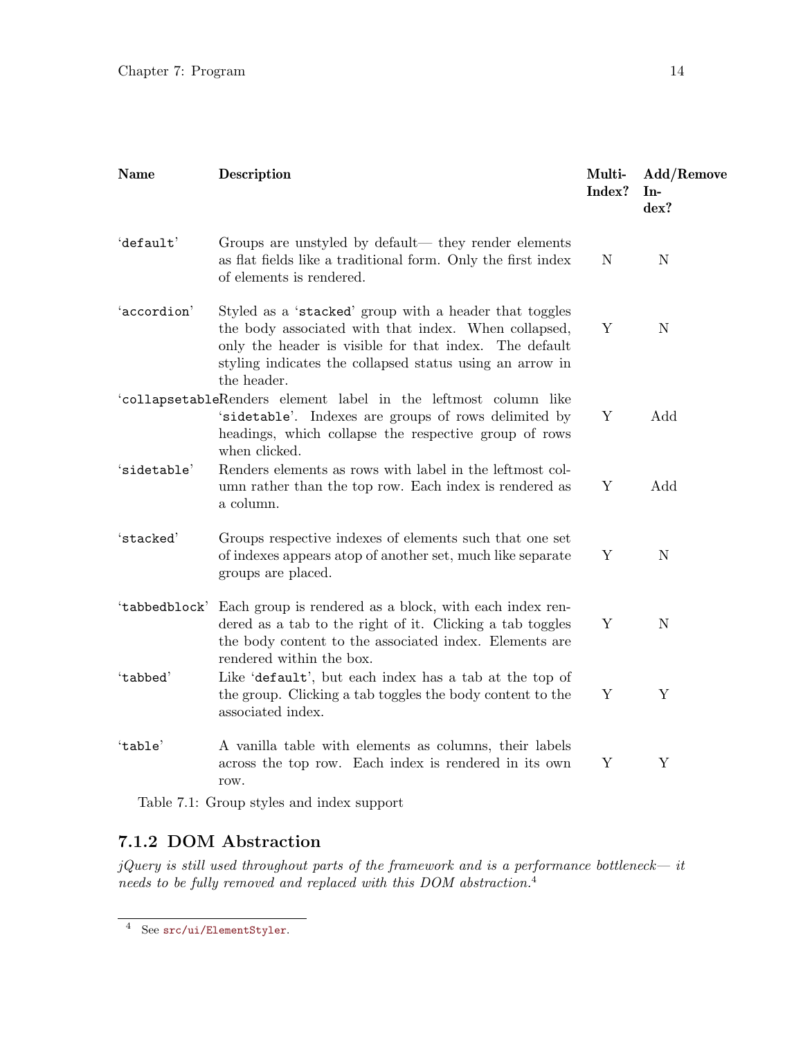| Name | Description | Multi-Index? | Add/Remove Index? |
|---|---|---|---|
| 'default' | Groups are unstyled by default— they render elements as flat fields like a traditional form. Only the first index of elements is rendered. | N | N |
| 'accordion' | Styled as a 'stacked' group with a header that toggles the body associated with that index. When collapsed, only the header is visible for that index. The default styling indicates the collapsed status using an arrow in the header. | Y | N |
| 'collapsetable' | Renders element label in the leftmost column like 'sidetable'. Indexes are groups of rows delimited by headings, which collapse the respective group of rows when clicked. | Y | Add |
| 'sidetable' | Renders elements as rows with label in the leftmost column rather than the top row. Each index is rendered as a column. | Y | Add |
| 'stacked' | Groups respective indexes of elements such that one set of indexes appears atop of another set, much like separate groups are placed. | Y | N |
| 'tabbedblock' | Each group is rendered as a block, with each index rendered as a tab to the right of it. Clicking a tab toggles the body content to the associated index. Elements are rendered within the box. | Y | N |
| 'tabbed' | Like 'default', but each index has a tab at the top of the group. Clicking a tab toggles the body content to the associated index. | Y | Y |
| 'table' | A vanilla table with elements as columns, their labels across the top row. Each index is rendered in its own row. | Y | Y |

Table 7.1: Group styles and index support

### 7.1.2 DOM Abstraction

*jQuery is still used throughout parts of the framework and is a performance bottleneck— it needs to be fully removed and replaced with this DOM abstraction.*[4]

[4] See src/ui/ElementStyler.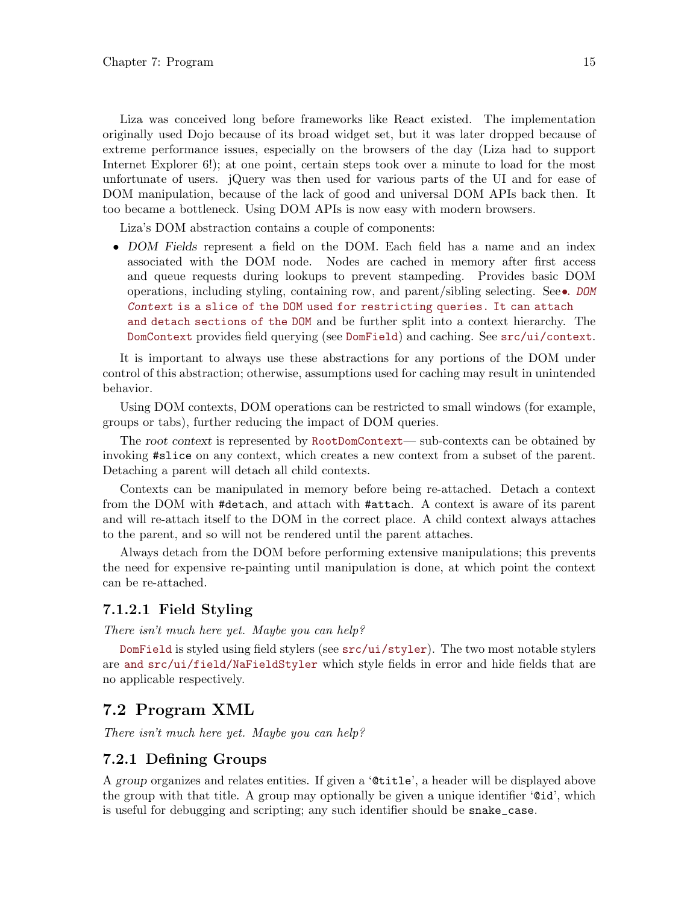Liza was conceived long before frameworks like React existed. The implementation originally used Dojo because of its broad widget set, but it was later dropped because of extreme performance issues, especially on the browsers of the day (Liza had to support Internet Explorer 6!); at one point, certain steps took over a minute to load for the most unfortunate of users. jQuery was then used for various parts of the UI and for ease of DOM manipulation, because of the lack of good and universal DOM APIs back then. It too became a bottleneck. Using DOM APIs is now easy with modern browsers.

Liza's DOM abstraction contains a couple of components:

- *DOM Fields* represent a field on the DOM. Each field has a name and an index associated with the DOM node. Nodes are cached in memory after first access and queue requests during lookups to prevent stampeding. Provides basic DOM operations, including styling, containing row, and parent/sibling selecting. See•. `DOM Context is a slice of the DOM used for restricting queries. It can attach and detach sections of the DOM` and be further split into a context hierarchy. The `DomContext` provides field querying (see `DomField`) and caching. See `src/ui/context`.

It is important to always use these abstractions for any portions of the DOM under control of this abstraction; otherwise, assumptions used for caching may result in unintended behavior.

Using DOM contexts, DOM operations can be restricted to small windows (for example, groups or tabs), further reducing the impact of DOM queries.

The *root context* is represented by `RootDomContext`— sub-contexts can be obtained by invoking `#slice` on any context, which creates a new context from a subset of the parent. Detaching a parent will detach all child contexts.

Contexts can be manipulated in memory before being re-attached. Detach a context from the DOM with `#detach`, and attach with `#attach`. A context is aware of its parent and will re-attach itself to the DOM in the correct place. A child context always attaches to the parent, and so will not be rendered until the parent attaches.

Always detach from the DOM before performing extensive manipulations; this prevents the need for expensive re-painting until manipulation is done, at which point the context can be re-attached.

#### 7.1.2.1 Field Styling

*There isn't much here yet. Maybe you can help?*

`DomField` is styled using field stylers (see `src/ui/styler`). The two most notable stylers are `and src/ui/field/NaFieldStyler` which style fields in error and hide fields that are no applicable respectively.

## 7.2 Program XML

*There isn't much here yet. Maybe you can help?*

### 7.2.1 Defining Groups

A *group* organizes and relates entities. If given a '`@title`', a header will be displayed above the group with that title. A group may optionally be given a unique identifier '`@id`', which is useful for debugging and scripting; any such identifier should be `snake_case`.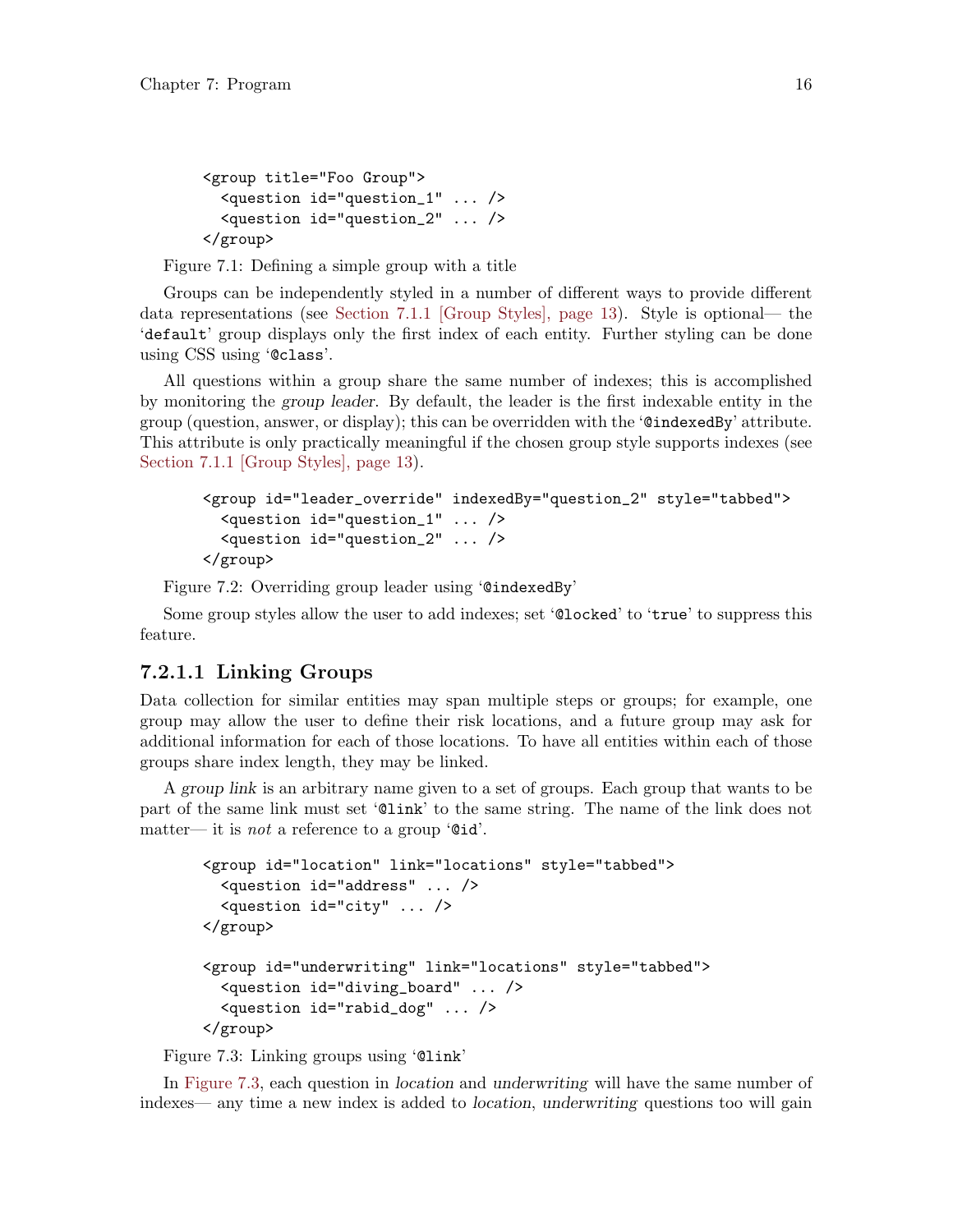```
<group title="Foo Group">
  <question id="question_1" ... />
  <question id="question_2" ... />
</group>
```

Figure 7.1: Defining a simple group with a title

Groups can be independently styled in a number of different ways to provide different data representations (see Section 7.1.1 [Group Styles], page 13). Style is optional— the '`default`' group displays only the first index of each entity. Further styling can be done using CSS using '`@class`'.

All questions within a group share the same number of indexes; this is accomplished by monitoring the *group leader*. By default, the leader is the first indexable entity in the group (question, answer, or display); this can be overridden with the '`@indexedBy`' attribute. This attribute is only practically meaningful if the chosen group style supports indexes (see Section 7.1.1 [Group Styles], page 13).

```
<group id="leader_override" indexedBy="question_2" style="tabbed">
  <question id="question_1" ... />
  <question id="question_2" ... />
</group>
```

Figure 7.2: Overriding group leader using '`@indexedBy`'

Some group styles allow the user to add indexes; set '`@locked`' to '`true`' to suppress this feature.

#### 7.2.1.1 Linking Groups

Data collection for similar entities may span multiple steps or groups; for example, one group may allow the user to define their risk locations, and a future group may ask for additional information for each of those locations. To have all entities within each of those groups share index length, they may be linked.

A *group link* is an arbitrary name given to a set of groups. Each group that wants to be part of the same link must set '`@link`' to the same string. The name of the link does not matter— it is *not* a reference to a group '`@id`'.

```
<group id="location" link="locations" style="tabbed">
  <question id="address" ... />
  <question id="city" ... />
</group>

<group id="underwriting" link="locations" style="tabbed">
  <question id="diving_board" ... />
  <question id="rabid_dog" ... />
</group>
```

Figure 7.3: Linking groups using '`@link`'

In Figure 7.3, each question in *location* and *underwriting* will have the same number of indexes— any time a new index is added to *location*, *underwriting* questions too will gain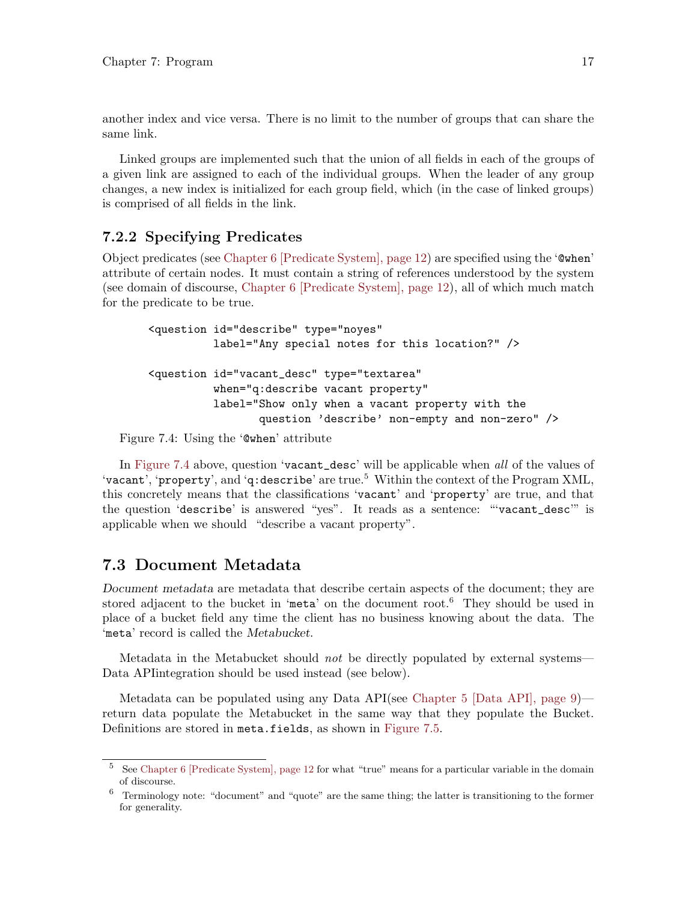another index and vice versa. There is no limit to the number of groups that can share the same link.

Linked groups are implemented such that the union of all fields in each of the groups of a given link are assigned to each of the individual groups. When the leader of any group changes, a new index is initialized for each group field, which (in the case of linked groups) is comprised of all fields in the link.

### 7.2.2 Specifying Predicates

Object predicates (see Chapter 6 [Predicate System], page 12) are specified using the '`@when`' attribute of certain nodes. It must contain a string of references understood by the system (see domain of discourse, Chapter 6 [Predicate System], page 12), all of which much match for the predicate to be true.

```
<question id="describe" type="noyes"
          label="Any special notes for this location?" />

<question id="vacant_desc" type="textarea"
          when="q:describe vacant property"
          label="Show only when a vacant property with the
                 question 'describe' non-empty and non-zero" />
```

Figure 7.4: Using the '`@when`' attribute

In Figure 7.4 above, question '`vacant_desc`' will be applicable when *all* of the values of '`vacant`', '`property`', and '`q:describe`' are true.[5] Within the context of the Program XML, this concretely means that the classifications '`vacant`' and '`property`' are true, and that the question '`describe`' is answered "yes". It reads as a sentence: "'`vacant_desc`'" is applicable when we should "describe a vacant property".

## 7.3 Document Metadata

*Document metadata* are metadata that describe certain aspects of the document; they are stored adjacent to the bucket in '`meta`' on the document root.[6] They should be used in place of a bucket field any time the client has no business knowing about the data. The '`meta`' record is called the *Metabucket*.

Metadata in the Metabucket should *not* be directly populated by external systems—Data APIintegration should be used instead (see below).

Metadata can be populated using any Data API(see Chapter 5 [Data API], page 9)—return data populate the Metabucket in the same way that they populate the Bucket. Definitions are stored in `meta.fields`, as shown in Figure 7.5.

---

[5] See Chapter 6 [Predicate System], page 12 for what "true" means for a particular variable in the domain of discourse.

[6] Terminology note: "document" and "quote" are the same thing; the latter is transitioning to the former for generality.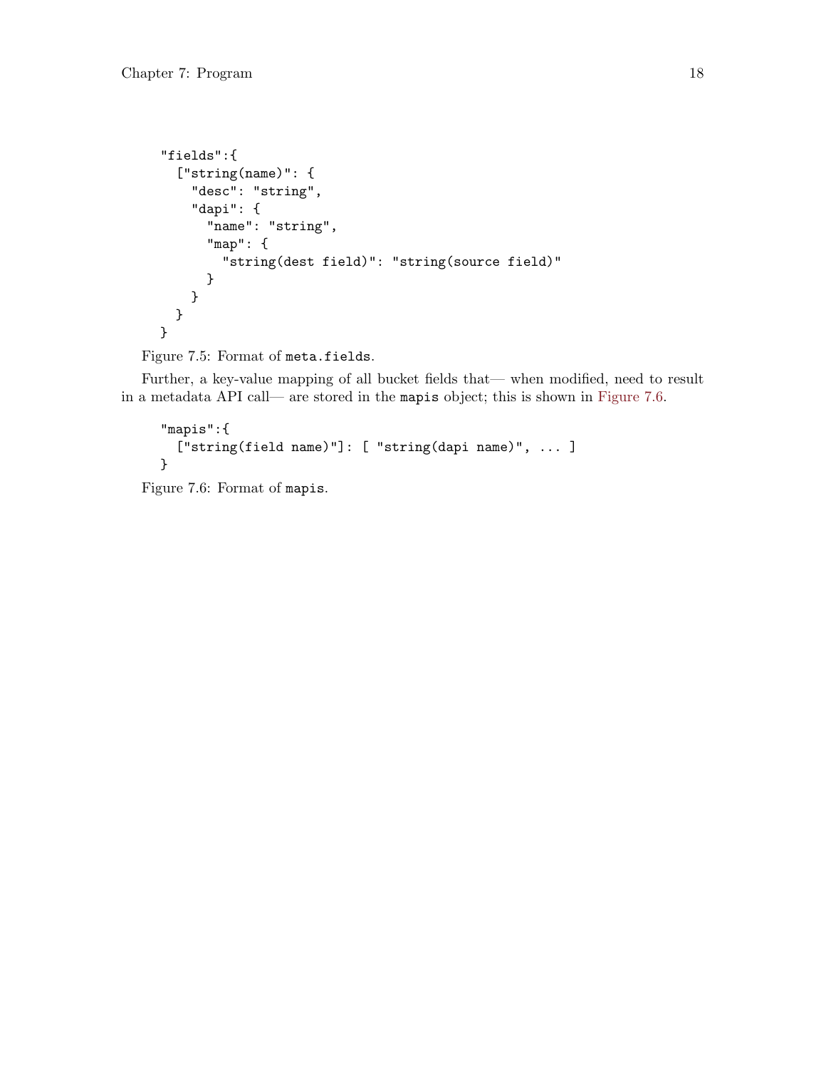```
"fields":{
  ["string(name)": {
    "desc": "string",
    "dapi": {
      "name": "string",
      "map": {
        "string(dest field)": "string(source field)"
      }
    }
  }
}
```

Figure 7.5: Format of `meta.fields`.

Further, a key-value mapping of all bucket fields that— when modified, need to result in a metadata API call— are stored in the `mapis` object; this is shown in Figure 7.6.

```
"mapis":{
  ["string(field name)"]: [ "string(dapi name)", ... ]
}
```

Figure 7.6: Format of `mapis`.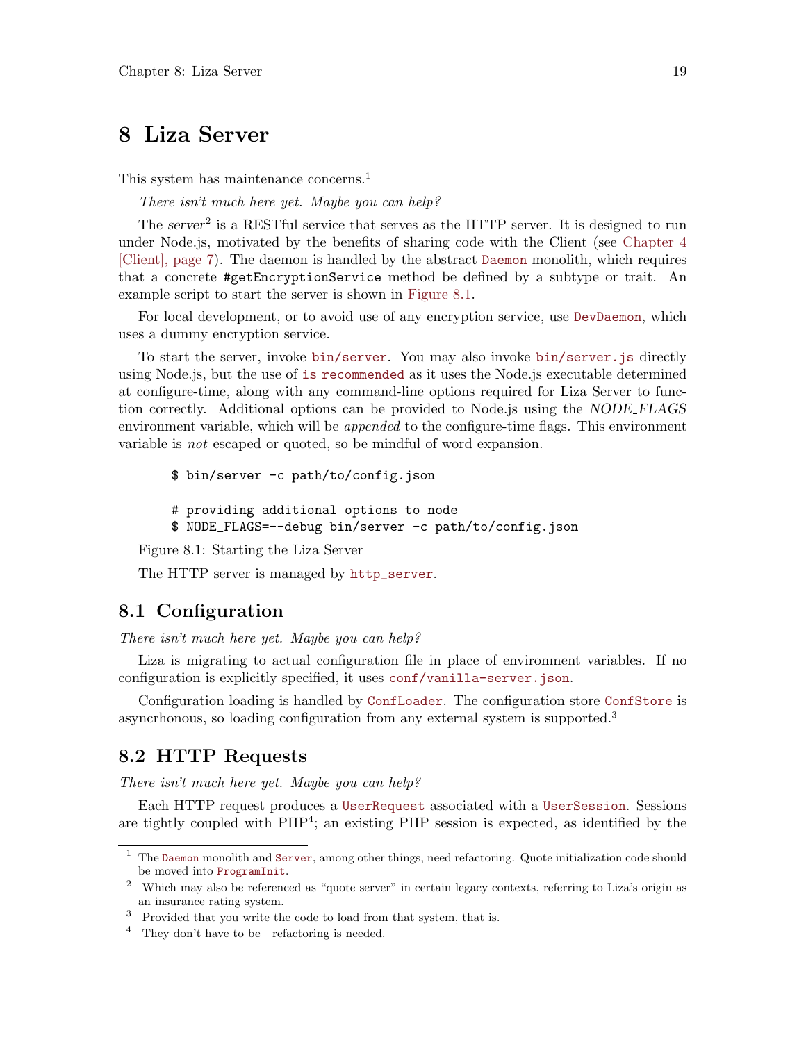# 8 Liza Server

This system has maintenance concerns.[1]

*There isn't much here yet. Maybe you can help?*

The *server*[2] is a RESTful service that serves as the HTTP server. It is designed to run under Node.js, motivated by the benefits of sharing code with the Client (see Chapter 4 [Client], page 7). The daemon is handled by the abstract `Daemon` monolith, which requires that a concrete `#getEncryptionService` method be defined by a subtype or trait. An example script to start the server is shown in Figure 8.1.

For local development, or to avoid use of any encryption service, use `DevDaemon`, which uses a dummy encryption service.

To start the server, invoke `bin/server`. You may also invoke `bin/server.js` directly using Node.js, but the use of `is recommended` as it uses the Node.js executable determined at configure-time, along with any command-line options required for Liza Server to function correctly. Additional options can be provided to Node.js using the *NODE_FLAGS* environment variable, which will be *appended* to the configure-time flags. This environment variable is *not* escaped or quoted, so be mindful of word expansion.

```
$ bin/server -c path/to/config.json

# providing additional options to node
$ NODE_FLAGS=--debug bin/server -c path/to/config.json
```

Figure 8.1: Starting the Liza Server

The HTTP server is managed by `http_server`.

## 8.1 Configuration

*There isn't much here yet. Maybe you can help?*

Liza is migrating to actual configuration file in place of environment variables. If no configuration is explicitly specified, it uses `conf/vanilla-server.json`.

Configuration loading is handled by `ConfLoader`. The configuration store `ConfStore` is asyncrhonous, so loading configuration from any external system is supported.[3]

## 8.2 HTTP Requests

*There isn't much here yet. Maybe you can help?*

Each HTTP request produces a `UserRequest` associated with a `UserSession`. Sessions are tightly coupled with PHP[4]; an existing PHP session is expected, as identified by the

---

[1] The `Daemon` monolith and `Server`, among other things, need refactoring. Quote initialization code should be moved into `ProgramInit`.

[2] Which may also be referenced as "quote server" in certain legacy contexts, referring to Liza's origin as an insurance rating system.

[3] Provided that you write the code to load from that system, that is.

[4] They don't have to be—refactoring is needed.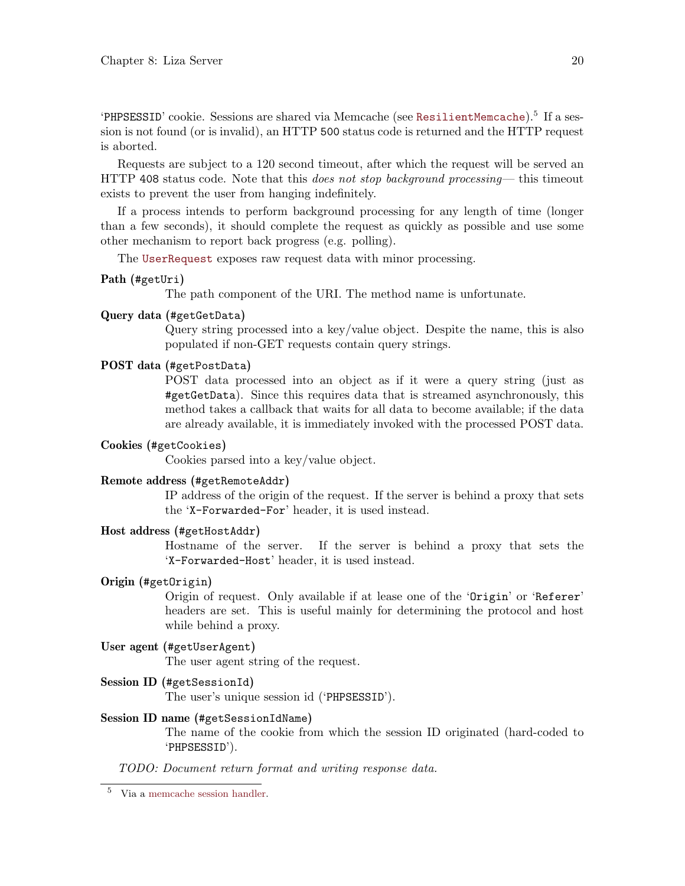'`PHPSESSID`' cookie. Sessions are shared via Memcache (see `ResilientMemcache`).[5] If a session is not found (or is invalid), an HTTP `500` status code is returned and the HTTP request is aborted.

Requests are subject to a 120 second timeout, after which the request will be served an HTTP `408` status code. Note that this *does not stop background processing*— this timeout exists to prevent the user from hanging indefinitely.

If a process intends to perform background processing for any length of time (longer than a few seconds), it should complete the request as quickly as possible and use some other mechanism to report back progress (e.g. polling).

The `UserRequest` exposes raw request data with minor processing.

**Path (`#getUri`)**
: The path component of the URI. The method name is unfortunate.

**Query data (`#getGetData`)**
: Query string processed into a key/value object. Despite the name, this is also populated if non-GET requests contain query strings.

**POST data (`#getPostData`)**
: POST data processed into an object as if it were a query string (just as `#getGetData`). Since this requires data that is streamed asynchronously, this method takes a callback that waits for all data to become available; if the data are already available, it is immediately invoked with the processed POST data.

**Cookies (`#getCookies`)**
: Cookies parsed into a key/value object.

**Remote address (`#getRemoteAddr`)**
: IP address of the origin of the request. If the server is behind a proxy that sets the '`X-Forwarded-For`' header, it is used instead.

**Host address (`#getHostAddr`)**
: Hostname of the server. If the server is behind a proxy that sets the '`X-Forwarded-Host`' header, it is used instead.

**Origin (`#getOrigin`)**
: Origin of request. Only available if at lease one of the '`Origin`' or '`Referer`' headers are set. This is useful mainly for determining the protocol and host while behind a proxy.

**User agent (`#getUserAgent`)**
: The user agent string of the request.

**Session ID (`#getSessionId`)**
: The user's unique session id ('`PHPSESSID`').

**Session ID name (`#getSessionIdName`)**
: The name of the cookie from which the session ID originated (hard-coded to '`PHPSESSID`').

*TODO: Document return format and writing response data.*

---

[5] Via a memcache session handler.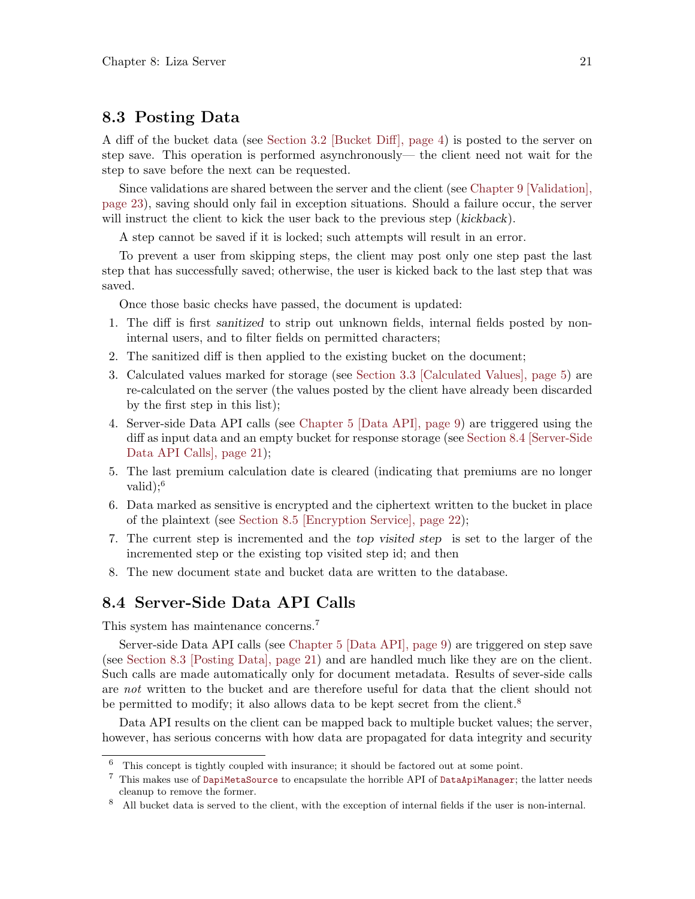## 8.3 Posting Data

A diff of the bucket data (see Section 3.2 [Bucket Diff], page 4) is posted to the server on step save. This operation is performed asynchronously— the client need not wait for the step to save before the next can be requested.

Since validations are shared between the server and the client (see Chapter 9 [Validation], page 23), saving should only fail in exception situations. Should a failure occur, the server will instruct the client to kick the user back to the previous step (*kickback*).

A step cannot be saved if it is locked; such attempts will result in an error.

To prevent a user from skipping steps, the client may post only one step past the last step that has successfully saved; otherwise, the user is kicked back to the last step that was saved.

Once those basic checks have passed, the document is updated:

1. The diff is first *sanitized* to strip out unknown fields, internal fields posted by non-internal users, and to filter fields on permitted characters;
2. The sanitized diff is then applied to the existing bucket on the document;
3. Calculated values marked for storage (see Section 3.3 [Calculated Values], page 5) are re-calculated on the server (the values posted by the client have already been discarded by the first step in this list);
4. Server-side Data API calls (see Chapter 5 [Data API], page 9) are triggered using the diff as input data and an empty bucket for response storage (see Section 8.4 [Server-Side Data API Calls], page 21);
5. The last premium calculation date is cleared (indicating that premiums are no longer valid);[6]
6. Data marked as sensitive is encrypted and the ciphertext written to the bucket in place of the plaintext (see Section 8.5 [Encryption Service], page 22);
7. The current step is incremented and the *top visited step* is set to the larger of the incremented step or the existing top visited step id; and then
8. The new document state and bucket data are written to the database.

## 8.4 Server-Side Data API Calls

This system has maintenance concerns.[7]

Server-side Data API calls (see Chapter 5 [Data API], page 9) are triggered on step save (see Section 8.3 [Posting Data], page 21) and are handled much like they are on the client. Such calls are made automatically only for document metadata. Results of sever-side calls are *not* written to the bucket and are therefore useful for data that the client should not be permitted to modify; it also allows data to be kept secret from the client.[8]

Data API results on the client can be mapped back to multiple bucket values; the server, however, has serious concerns with how data are propagated for data integrity and security

---

[6] This concept is tightly coupled with insurance; it should be factored out at some point.

[7] This makes use of `DapiMetaSource` to encapsulate the horrible API of `DataApiManager`; the latter needs cleanup to remove the former.

[8] All bucket data is served to the client, with the exception of internal fields if the user is non-internal.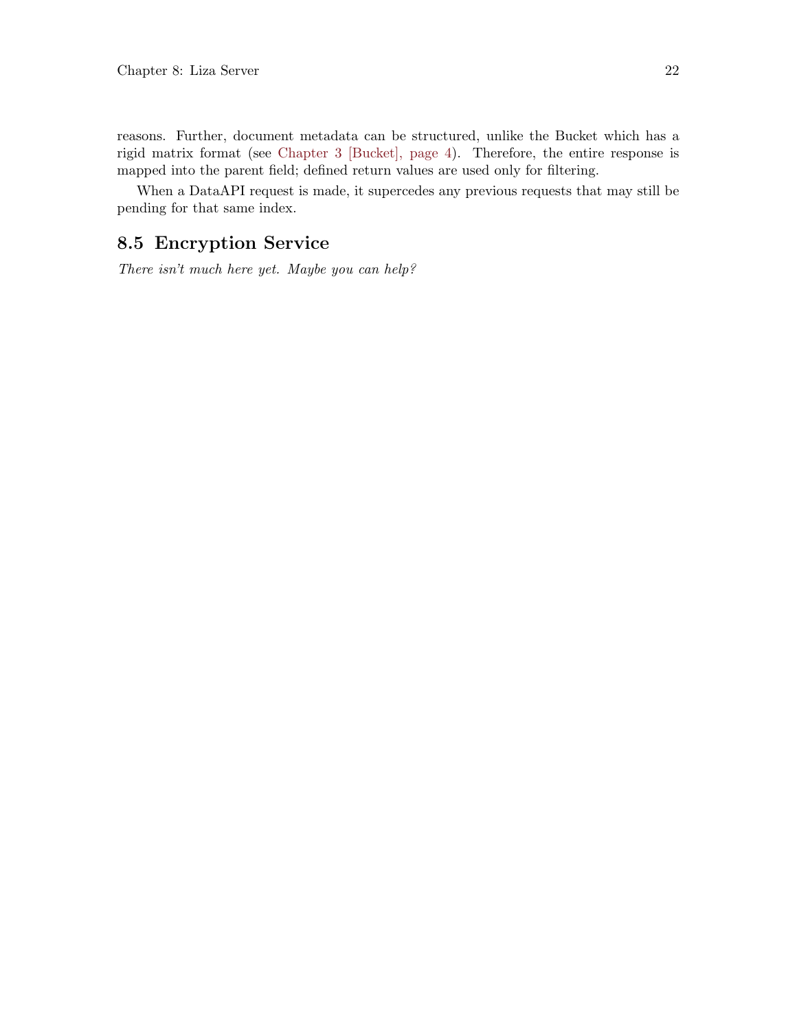reasons. Further, document metadata can be structured, unlike the Bucket which has a rigid matrix format (see Chapter 3 [Bucket], page 4). Therefore, the entire response is mapped into the parent field; defined return values are used only for filtering.

When a DataAPI request is made, it supercedes any previous requests that may still be pending for that same index.

## 8.5 Encryption Service

*There isn't much here yet. Maybe you can help?*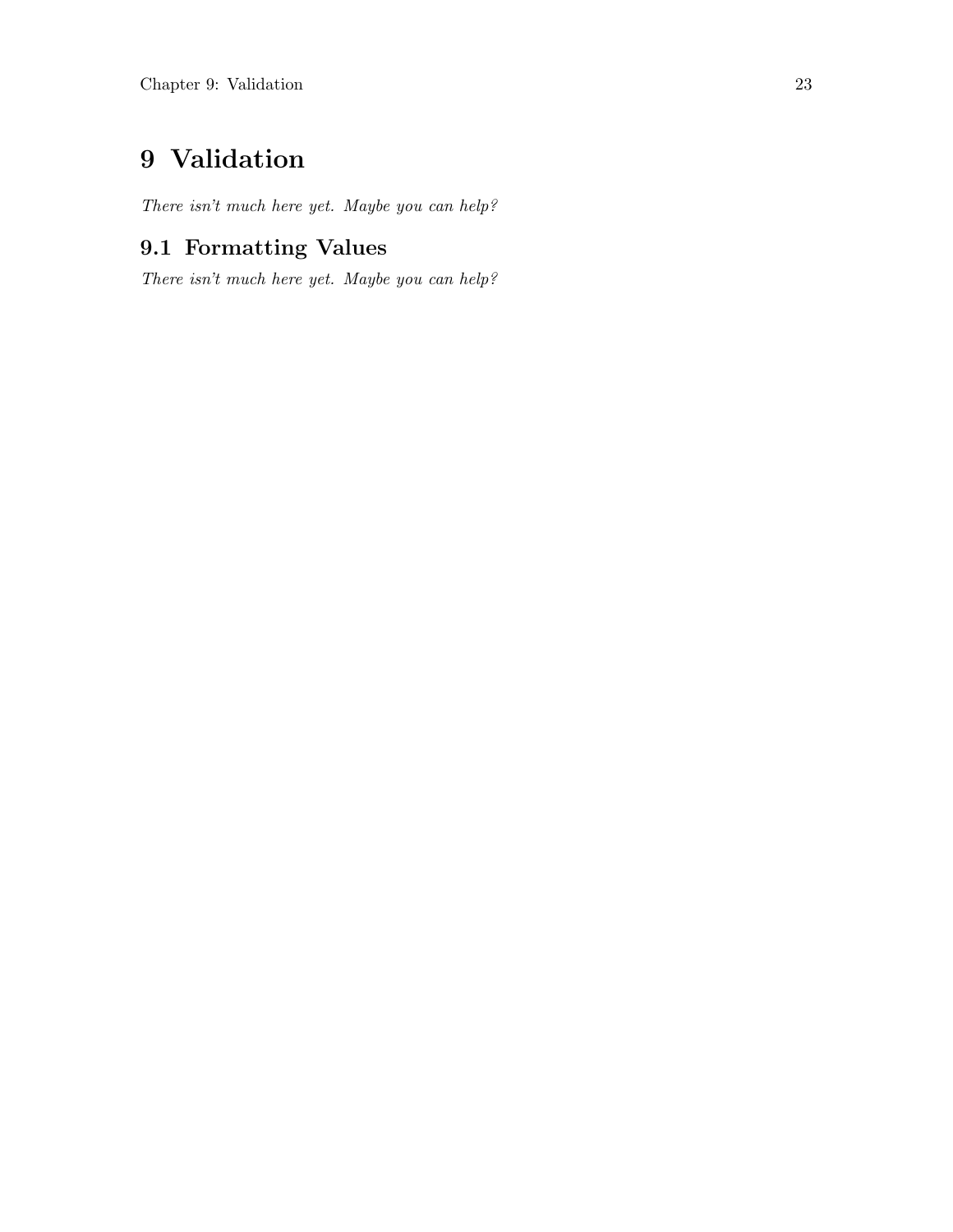# 9 Validation

*There isn't much here yet. Maybe you can help?*

## 9.1 Formatting Values

*There isn't much here yet. Maybe you can help?*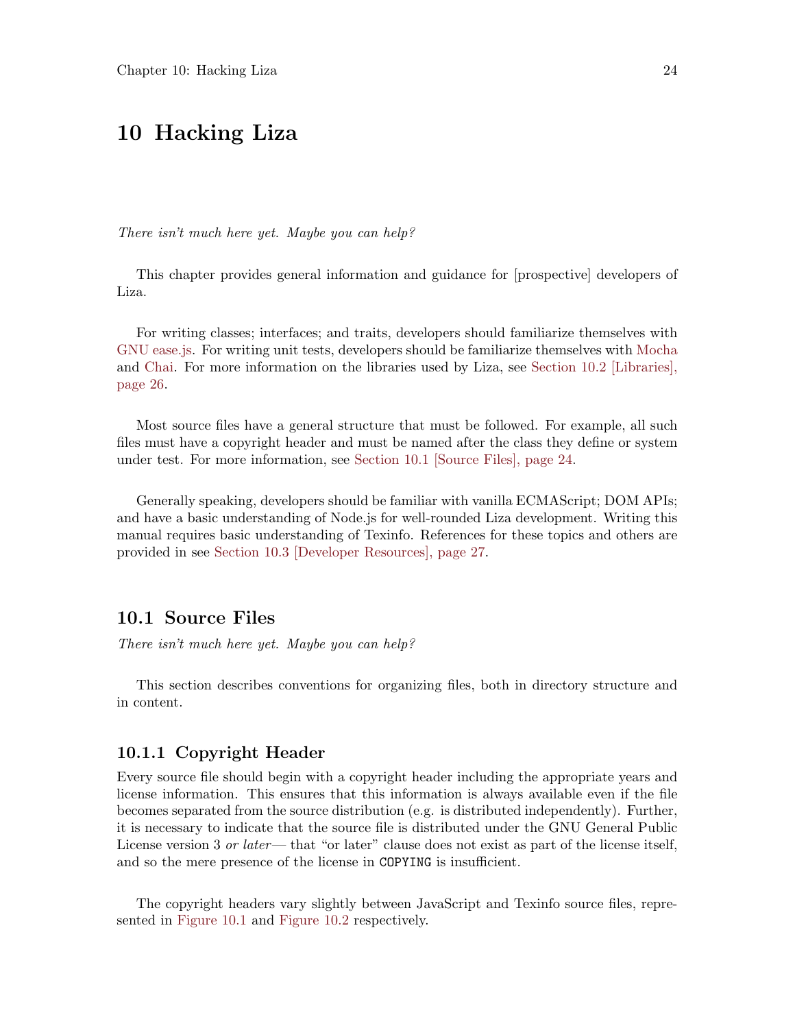# 10 Hacking Liza

*There isn't much here yet. Maybe you can help?*

This chapter provides general information and guidance for [prospective] developers of Liza.

For writing classes; interfaces; and traits, developers should familiarize themselves with GNU ease.js. For writing unit tests, developers should be familiarize themselves with Mocha and Chai. For more information on the libraries used by Liza, see Section 10.2 [Libraries], page 26.

Most source files have a general structure that must be followed. For example, all such files must have a copyright header and must be named after the class they define or system under test. For more information, see Section 10.1 [Source Files], page 24.

Generally speaking, developers should be familiar with vanilla ECMAScript; DOM APIs; and have a basic understanding of Node.js for well-rounded Liza development. Writing this manual requires basic understanding of Texinfo. References for these topics and others are provided in see Section 10.3 [Developer Resources], page 27.

## 10.1 Source Files

*There isn't much here yet. Maybe you can help?*

This section describes conventions for organizing files, both in directory structure and in content.

### 10.1.1 Copyright Header

Every source file should begin with a copyright header including the appropriate years and license information. This ensures that this information is always available even if the file becomes separated from the source distribution (e.g. is distributed independently). Further, it is necessary to indicate that the source file is distributed under the GNU General Public License version 3 *or later*— that "or later" clause does not exist as part of the license itself, and so the mere presence of the license in `COPYING` is insufficient.

The copyright headers vary slightly between JavaScript and Texinfo source files, represented in Figure 10.1 and Figure 10.2 respectively.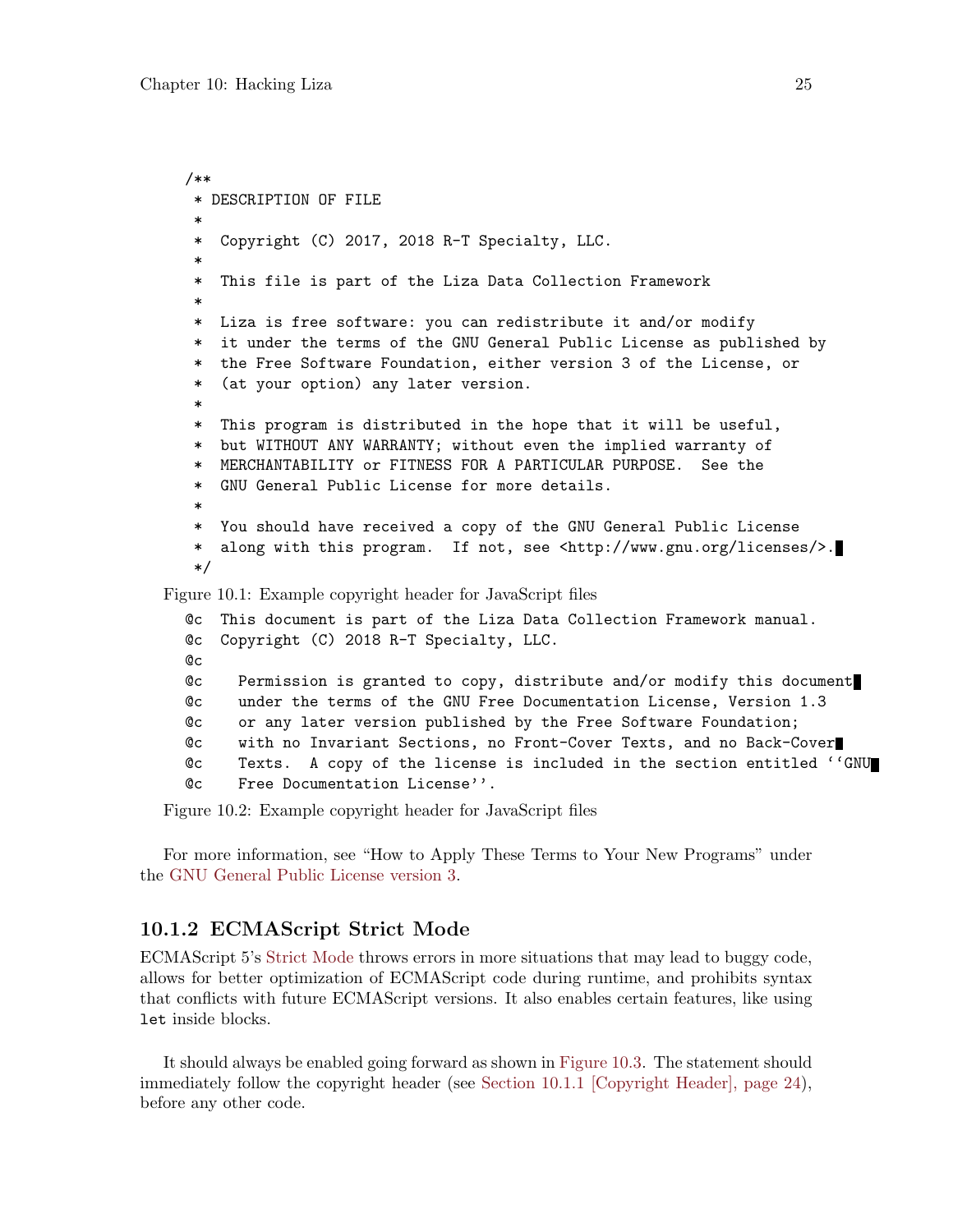```
/**
 * DESCRIPTION OF FILE
 *
 *  Copyright (C) 2017, 2018 R-T Specialty, LLC.
 *
 *  This file is part of the Liza Data Collection Framework
 *
 *  Liza is free software: you can redistribute it and/or modify
 *  it under the terms of the GNU General Public License as published by
 *  the Free Software Foundation, either version 3 of the License, or
 *  (at your option) any later version.
 *
 *  This program is distributed in the hope that it will be useful,
 *  but WITHOUT ANY WARRANTY; without even the implied warranty of
 *  MERCHANTABILITY or FITNESS FOR A PARTICULAR PURPOSE.  See the
 *  GNU General Public License for more details.
 *
 *  You should have received a copy of the GNU General Public License
 *  along with this program.  If not, see <http://www.gnu.org/licenses/>.
 */
```

Figure 10.1: Example copyright header for JavaScript files

```
@c  This document is part of the Liza Data Collection Framework manual.
@c  Copyright (C) 2018 R-T Specialty, LLC.
@c
@c    Permission is granted to copy, distribute and/or modify this document
@c    under the terms of the GNU Free Documentation License, Version 1.3
@c    or any later version published by the Free Software Foundation;
@c    with no Invariant Sections, no Front-Cover Texts, and no Back-Cover
@c    Texts.  A copy of the license is included in the section entitled ``GNU
@c    Free Documentation License''.
```

Figure 10.2: Example copyright header for JavaScript files

For more information, see "How to Apply These Terms to Your New Programs" under the GNU General Public License version 3.

### 10.1.2 ECMAScript Strict Mode

ECMAScript 5's Strict Mode throws errors in more situations that may lead to buggy code, allows for better optimization of ECMAScript code during runtime, and prohibits syntax that conflicts with future ECMAScript versions. It also enables certain features, like using `let` inside blocks.

It should always be enabled going forward as shown in Figure 10.3. The statement should immediately follow the copyright header (see Section 10.1.1 [Copyright Header], page 24), before any other code.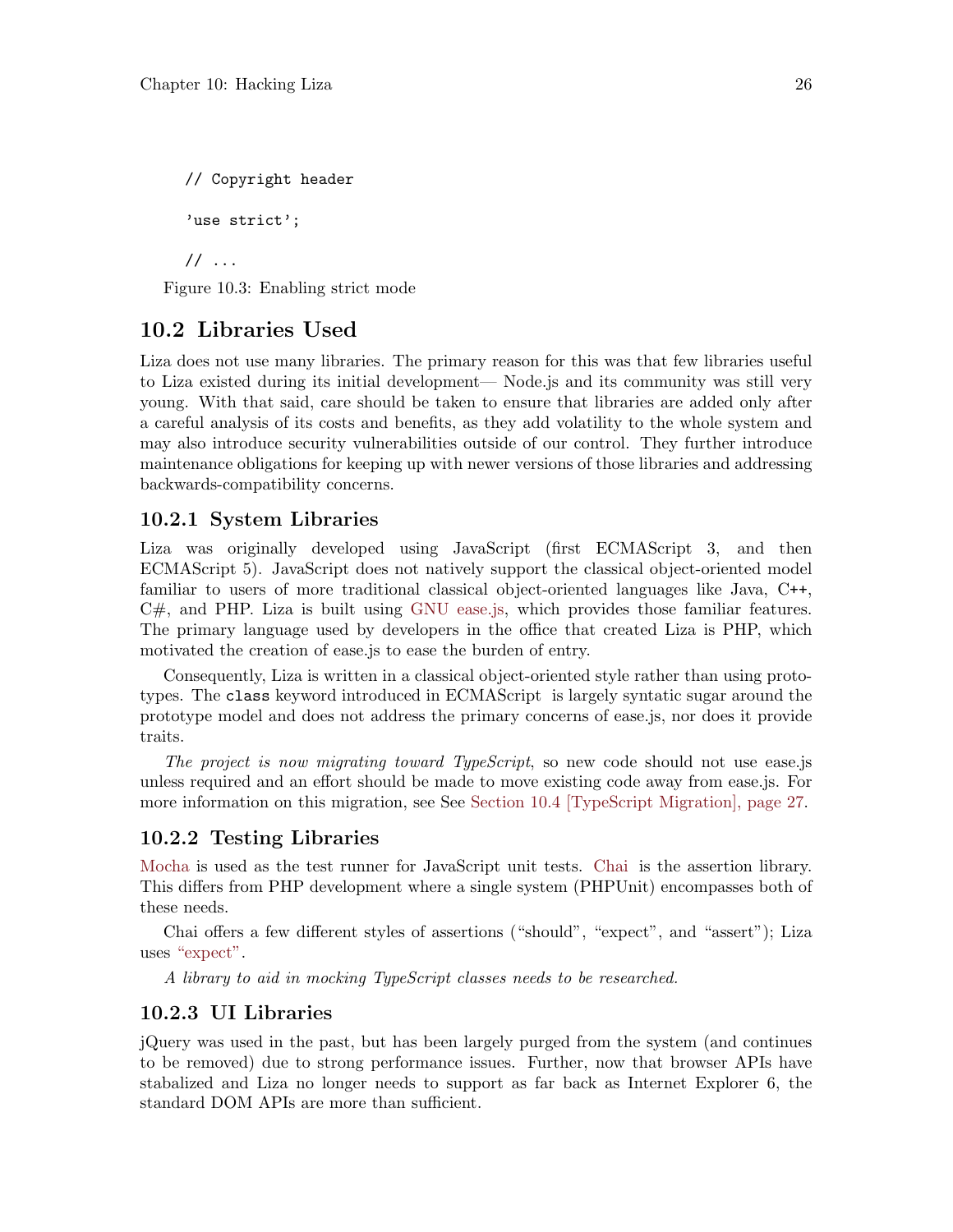```
// Copyright header

'use strict';

// ...
```

Figure 10.3: Enabling strict mode

## 10.2 Libraries Used

Liza does not use many libraries. The primary reason for this was that few libraries useful to Liza existed during its initial development— Node.js and its community was still very young. With that said, care should be taken to ensure that libraries are added only after a careful analysis of its costs and benefits, as they add volatility to the whole system and may also introduce security vulnerabilities outside of our control. They further introduce maintenance obligations for keeping up with newer versions of those libraries and addressing backwards-compatibility concerns.

### 10.2.1 System Libraries

Liza was originally developed using JavaScript (first ECMAScript 3, and then ECMAScript 5). JavaScript does not natively support the classical object-oriented model familiar to users of more traditional classical object-oriented languages like Java, C++, C#, and PHP. Liza is built using GNU ease.js, which provides those familiar features. The primary language used by developers in the office that created Liza is PHP, which motivated the creation of ease.js to ease the burden of entry.

Consequently, Liza is written in a classical object-oriented style rather than using prototypes. The `class` keyword introduced in ECMAScript is largely syntatic sugar around the prototype model and does not address the primary concerns of ease.js, nor does it provide traits.

*The project is now migrating toward TypeScript*, so new code should not use ease.js unless required and an effort should be made to move existing code away from ease.js. For more information on this migration, see See Section 10.4 [TypeScript Migration], page 27.

### 10.2.2 Testing Libraries

Mocha is used as the test runner for JavaScript unit tests. Chai is the assertion library. This differs from PHP development where a single system (PHPUnit) encompasses both of these needs.

Chai offers a few different styles of assertions ("should", "expect", and "assert"); Liza uses "expect".

*A library to aid in mocking TypeScript classes needs to be researched.*

### 10.2.3 UI Libraries

jQuery was used in the past, but has been largely purged from the system (and continues to be removed) due to strong performance issues. Further, now that browser APIs have stabalized and Liza no longer needs to support as far back as Internet Explorer 6, the standard DOM APIs are more than sufficient.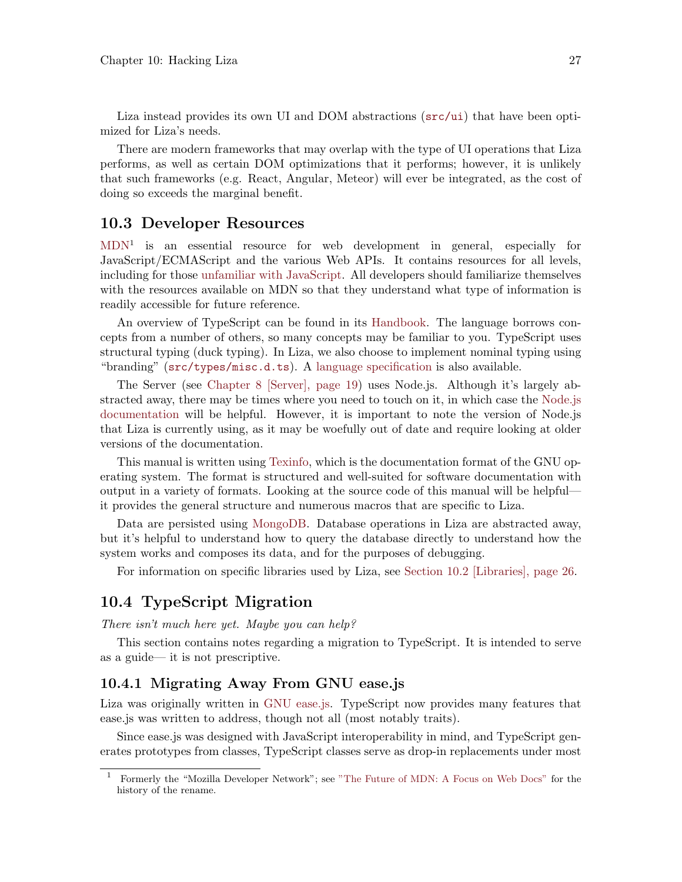Liza instead provides its own UI and DOM abstractions (`src/ui`) that have been optimized for Liza's needs.

There are modern frameworks that may overlap with the type of UI operations that Liza performs, as well as certain DOM optimizations that it performs; however, it is unlikely that such frameworks (e.g. React, Angular, Meteor) will ever be integrated, as the cost of doing so exceeds the marginal benefit.

## 10.3 Developer Resources

MDN[1] is an essential resource for web development in general, especially for JavaScript/ECMAScript and the various Web APIs. It contains resources for all levels, including for those unfamiliar with JavaScript. All developers should familiarize themselves with the resources available on MDN so that they understand what type of information is readily accessible for future reference.

An overview of TypeScript can be found in its Handbook. The language borrows concepts from a number of others, so many concepts may be familiar to you. TypeScript uses structural typing (duck typing). In Liza, we also choose to implement nominal typing using "branding" (`src/types/misc.d.ts`). A language specification is also available.

The Server (see Chapter 8 [Server], page 19) uses Node.js. Although it's largely abstracted away, there may be times where you need to touch on it, in which case the Node.js documentation will be helpful. However, it is important to note the version of Node.js that Liza is currently using, as it may be woefully out of date and require looking at older versions of the documentation.

This manual is written using Texinfo, which is the documentation format of the GNU operating system. The format is structured and well-suited for software documentation with output in a variety of formats. Looking at the source code of this manual will be helpful—it provides the general structure and numerous macros that are specific to Liza.

Data are persisted using MongoDB. Database operations in Liza are abstracted away, but it's helpful to understand how to query the database directly to understand how the system works and composes its data, and for the purposes of debugging.

For information on specific libraries used by Liza, see Section 10.2 [Libraries], page 26.

## 10.4 TypeScript Migration

*There isn't much here yet. Maybe you can help?*

This section contains notes regarding a migration to TypeScript. It is intended to serve as a guide— it is not prescriptive.

### 10.4.1 Migrating Away From GNU ease.js

Liza was originally written in GNU ease.js. TypeScript now provides many features that ease.js was written to address, though not all (most notably traits).

Since ease.js was designed with JavaScript interoperability in mind, and TypeScript generates prototypes from classes, TypeScript classes serve as drop-in replacements under most

---

[1] Formerly the "Mozilla Developer Network"; see "The Future of MDN: A Focus on Web Docs" for the history of the rename.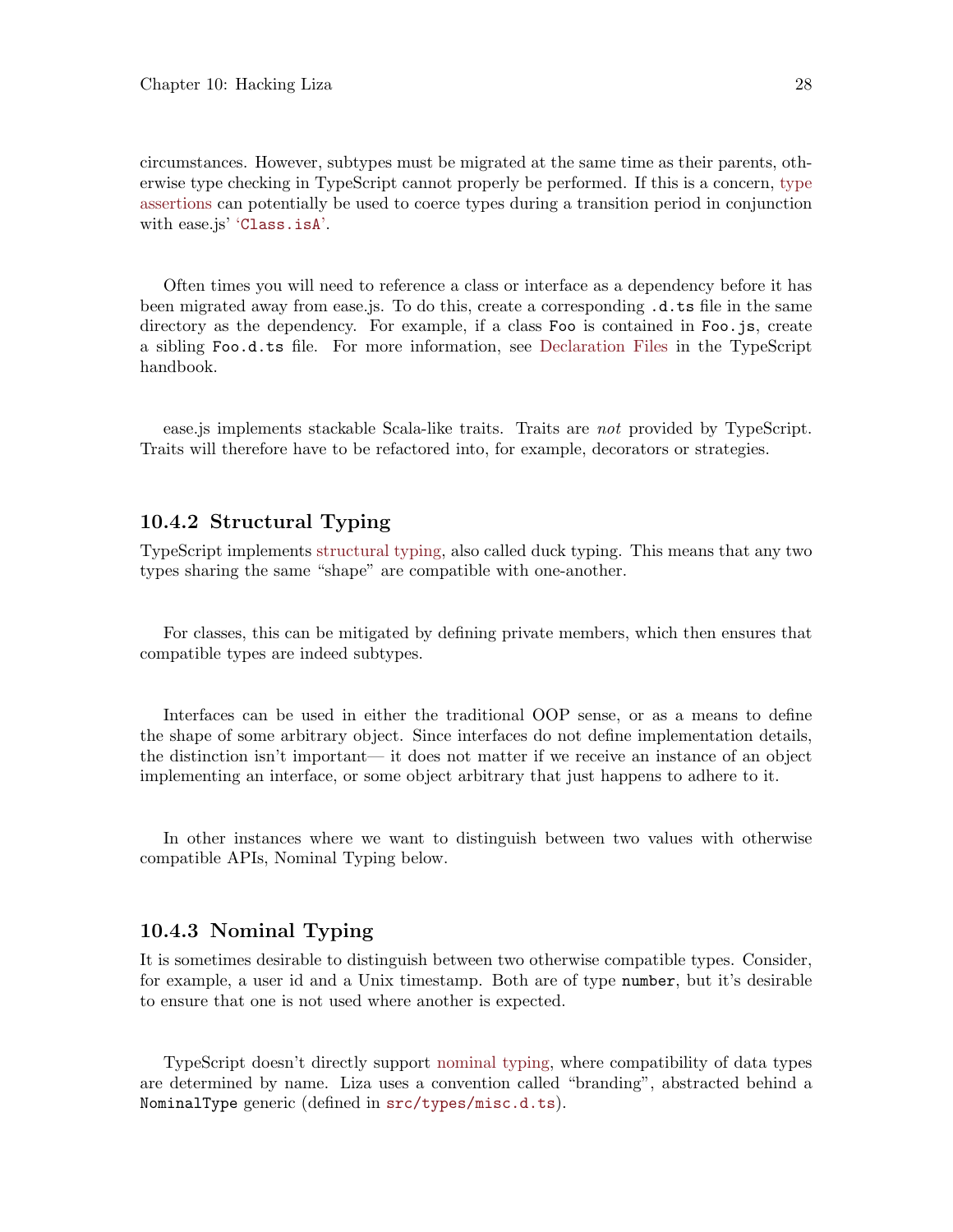circumstances. However, subtypes must be migrated at the same time as their parents, otherwise type checking in TypeScript cannot properly be performed. If this is a concern, type assertions can potentially be used to coerce types during a transition period in conjunction with ease.js' '`Class.isA`'.

Often times you will need to reference a class or interface as a dependency before it has been migrated away from ease.js. To do this, create a corresponding `.d.ts` file in the same directory as the dependency. For example, if a class `Foo` is contained in `Foo.js`, create a sibling `Foo.d.ts` file. For more information, see Declaration Files in the TypeScript handbook.

ease.js implements stackable Scala-like traits. Traits are *not* provided by TypeScript. Traits will therefore have to be refactored into, for example, decorators or strategies.

### 10.4.2 Structural Typing

TypeScript implements structural typing, also called duck typing. This means that any two types sharing the same "shape" are compatible with one-another.

For classes, this can be mitigated by defining private members, which then ensures that compatible types are indeed subtypes.

Interfaces can be used in either the traditional OOP sense, or as a means to define the shape of some arbitrary object. Since interfaces do not define implementation details, the distinction isn't important— it does not matter if we receive an instance of an object implementing an interface, or some object arbitrary that just happens to adhere to it.

In other instances where we want to distinguish between two values with otherwise compatible APIs, Nominal Typing below.

### 10.4.3 Nominal Typing

It is sometimes desirable to distinguish between two otherwise compatible types. Consider, for example, a user id and a Unix timestamp. Both are of type `number`, but it's desirable to ensure that one is not used where another is expected.

TypeScript doesn't directly support nominal typing, where compatibility of data types are determined by name. Liza uses a convention called "branding", abstracted behind a `NominalType` generic (defined in `src/types/misc.d.ts`).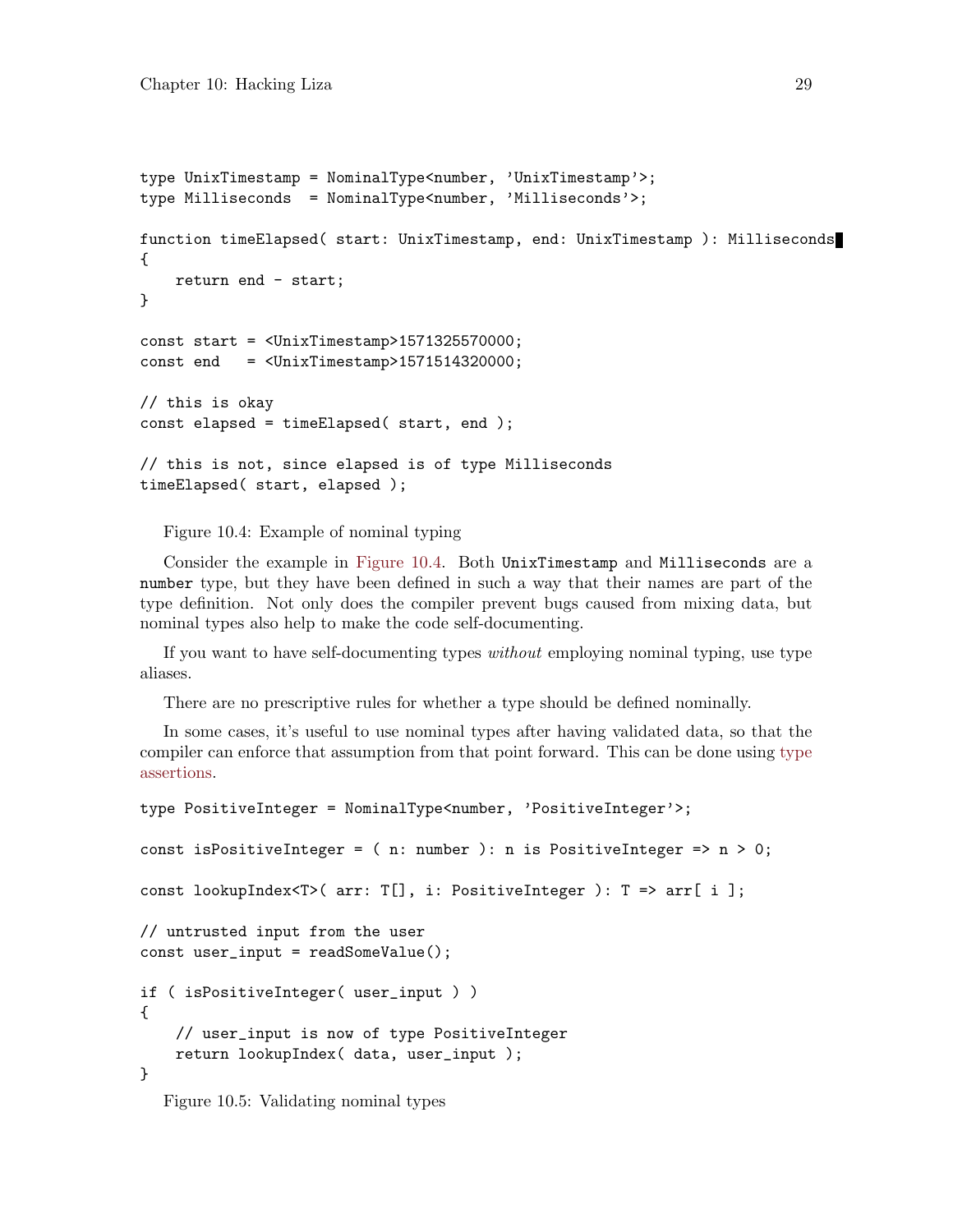```
type UnixTimestamp = NominalType<number, 'UnixTimestamp'>;
type Milliseconds  = NominalType<number, 'Milliseconds'>;

function timeElapsed( start: UnixTimestamp, end: UnixTimestamp ): Milliseconds
{
    return end - start;
}

const start = <UnixTimestamp>1571325570000;
const end   = <UnixTimestamp>1571514320000;

// this is okay
const elapsed = timeElapsed( start, end );

// this is not, since elapsed is of type Milliseconds
timeElapsed( start, elapsed );
```

Figure 10.4: Example of nominal typing

Consider the example in Figure 10.4. Both `UnixTimestamp` and `Milliseconds` are a `number` type, but they have been defined in such a way that their names are part of the type definition. Not only does the compiler prevent bugs caused from mixing data, but nominal types also help to make the code self-documenting.

If you want to have self-documenting types *without* employing nominal typing, use type aliases.

There are no prescriptive rules for whether a type should be defined nominally.

In some cases, it's useful to use nominal types after having validated data, so that the compiler can enforce that assumption from that point forward. This can be done using type assertions.

```
type PositiveInteger = NominalType<number, 'PositiveInteger'>;

const isPositiveInteger = ( n: number ): n is PositiveInteger => n > 0;

const lookupIndex<T>( arr: T[], i: PositiveInteger ): T => arr[ i ];

// untrusted input from the user
const user_input = readSomeValue();

if ( isPositiveInteger( user_input ) )
{
    // user_input is now of type PositiveInteger
    return lookupIndex( data, user_input );
}
```

Figure 10.5: Validating nominal types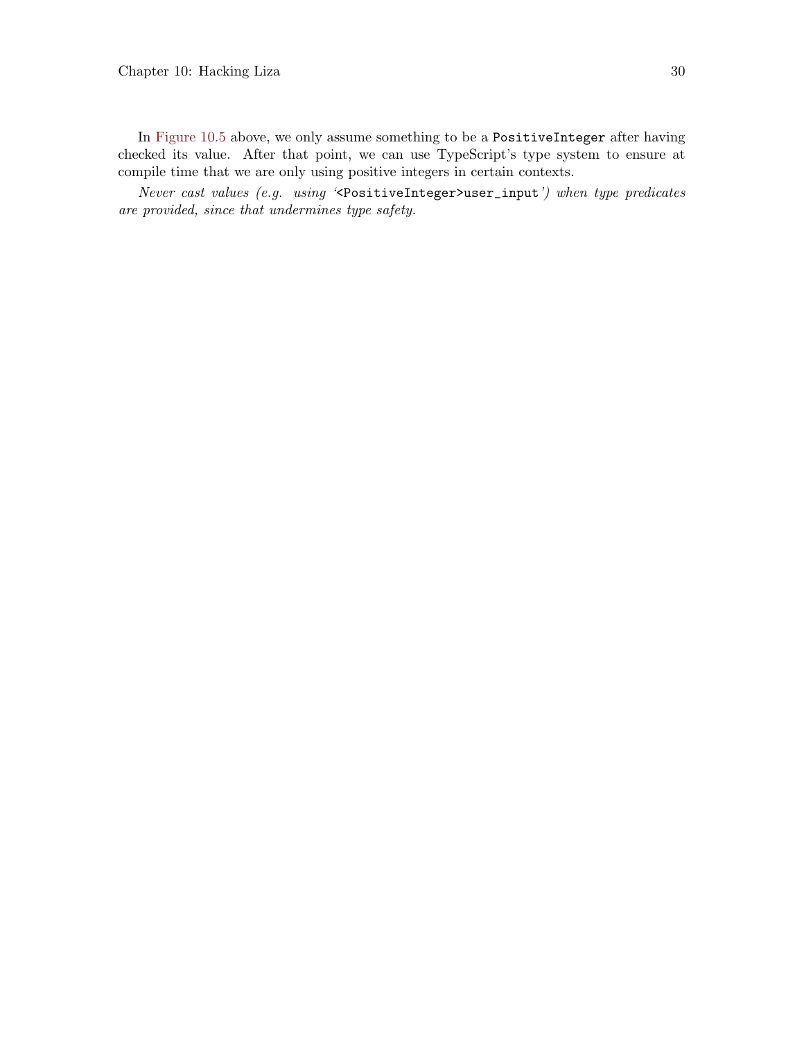In Figure 10.5 above, we only assume something to be a `PositiveInteger` after having checked its value. After that point, we can use TypeScript's type system to ensure at compile time that we are only using positive integers in certain contexts.

*Never cast values (e.g. using '`<PositiveInteger>user_input`') when type predicates are provided, since that undermines type safety.*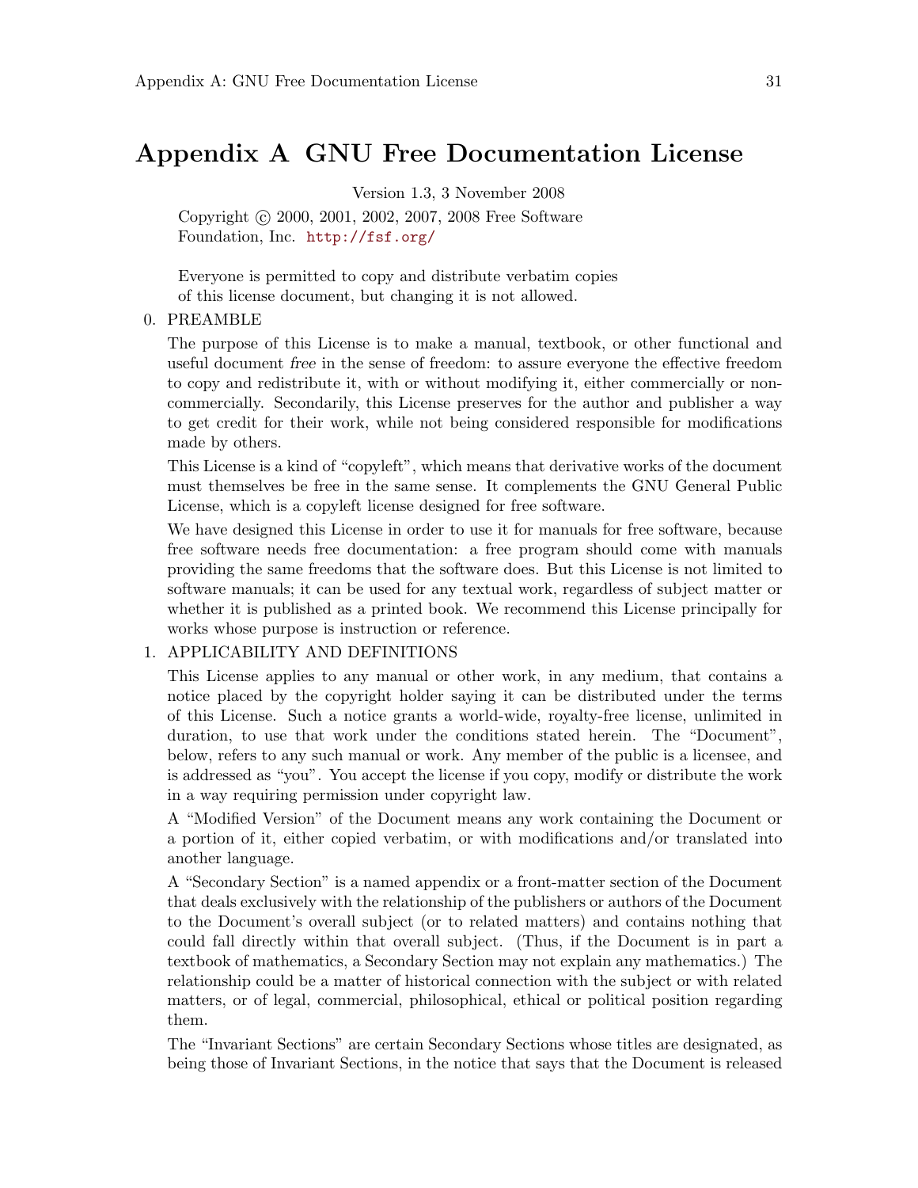# Appendix A GNU Free Documentation License

Version 1.3, 3 November 2008

Copyright © 2000, 2001, 2002, 2007, 2008 Free Software Foundation, Inc. http://fsf.org/

Everyone is permitted to copy and distribute verbatim copies of this license document, but changing it is not allowed.

0. PREAMBLE

   The purpose of this License is to make a manual, textbook, or other functional and useful document *free* in the sense of freedom: to assure everyone the effective freedom to copy and redistribute it, with or without modifying it, either commercially or noncommercially. Secondarily, this License preserves for the author and publisher a way to get credit for their work, while not being considered responsible for modifications made by others.

   This License is a kind of "copyleft", which means that derivative works of the document must themselves be free in the same sense. It complements the GNU General Public License, which is a copyleft license designed for free software.

   We have designed this License in order to use it for manuals for free software, because free software needs free documentation: a free program should come with manuals providing the same freedoms that the software does. But this License is not limited to software manuals; it can be used for any textual work, regardless of subject matter or whether it is published as a printed book. We recommend this License principally for works whose purpose is instruction or reference.

1. APPLICABILITY AND DEFINITIONS

   This License applies to any manual or other work, in any medium, that contains a notice placed by the copyright holder saying it can be distributed under the terms of this License. Such a notice grants a world-wide, royalty-free license, unlimited in duration, to use that work under the conditions stated herein. The "Document", below, refers to any such manual or work. Any member of the public is a licensee, and is addressed as "you". You accept the license if you copy, modify or distribute the work in a way requiring permission under copyright law.

   A "Modified Version" of the Document means any work containing the Document or a portion of it, either copied verbatim, or with modifications and/or translated into another language.

   A "Secondary Section" is a named appendix or a front-matter section of the Document that deals exclusively with the relationship of the publishers or authors of the Document to the Document's overall subject (or to related matters) and contains nothing that could fall directly within that overall subject. (Thus, if the Document is in part a textbook of mathematics, a Secondary Section may not explain any mathematics.) The relationship could be a matter of historical connection with the subject or with related matters, or of legal, commercial, philosophical, ethical or political position regarding them.

   The "Invariant Sections" are certain Secondary Sections whose titles are designated, as being those of Invariant Sections, in the notice that says that the Document is released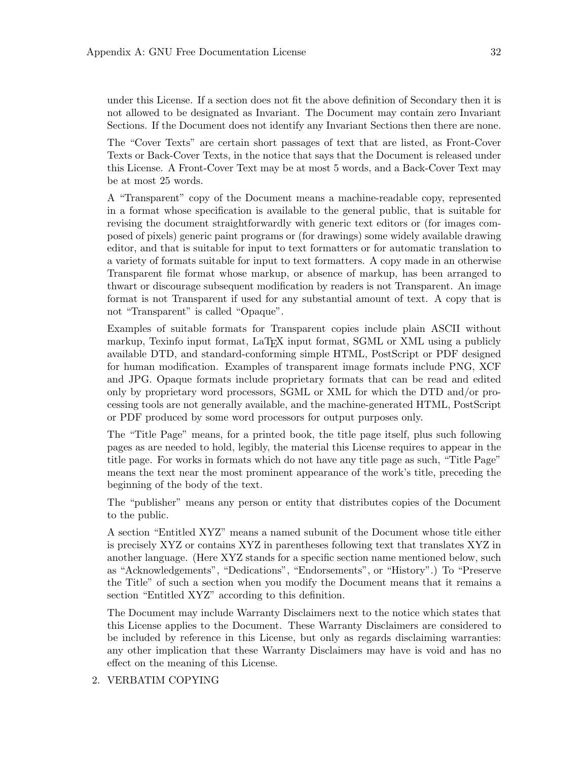under this License. If a section does not fit the above definition of Secondary then it is not allowed to be designated as Invariant. The Document may contain zero Invariant Sections. If the Document does not identify any Invariant Sections then there are none.

The "Cover Texts" are certain short passages of text that are listed, as Front-Cover Texts or Back-Cover Texts, in the notice that says that the Document is released under this License. A Front-Cover Text may be at most 5 words, and a Back-Cover Text may be at most 25 words.

A "Transparent" copy of the Document means a machine-readable copy, represented in a format whose specification is available to the general public, that is suitable for revising the document straightforwardly with generic text editors or (for images composed of pixels) generic paint programs or (for drawings) some widely available drawing editor, and that is suitable for input to text formatters or for automatic translation to a variety of formats suitable for input to text formatters. A copy made in an otherwise Transparent file format whose markup, or absence of markup, has been arranged to thwart or discourage subsequent modification by readers is not Transparent. An image format is not Transparent if used for any substantial amount of text. A copy that is not "Transparent" is called "Opaque".

Examples of suitable formats for Transparent copies include plain ASCII without markup, Texinfo input format, LaTeX input format, SGML or XML using a publicly available DTD, and standard-conforming simple HTML, PostScript or PDF designed for human modification. Examples of transparent image formats include PNG, XCF and JPG. Opaque formats include proprietary formats that can be read and edited only by proprietary word processors, SGML or XML for which the DTD and/or processing tools are not generally available, and the machine-generated HTML, PostScript or PDF produced by some word processors for output purposes only.

The "Title Page" means, for a printed book, the title page itself, plus such following pages as are needed to hold, legibly, the material this License requires to appear in the title page. For works in formats which do not have any title page as such, "Title Page" means the text near the most prominent appearance of the work's title, preceding the beginning of the body of the text.

The "publisher" means any person or entity that distributes copies of the Document to the public.

A section "Entitled XYZ" means a named subunit of the Document whose title either is precisely XYZ or contains XYZ in parentheses following text that translates XYZ in another language. (Here XYZ stands for a specific section name mentioned below, such as "Acknowledgements", "Dedications", "Endorsements", or "History".) To "Preserve the Title" of such a section when you modify the Document means that it remains a section "Entitled XYZ" according to this definition.

The Document may include Warranty Disclaimers next to the notice which states that this License applies to the Document. These Warranty Disclaimers are considered to be included by reference in this License, but only as regards disclaiming warranties: any other implication that these Warranty Disclaimers may have is void and has no effect on the meaning of this License.

2. VERBATIM COPYING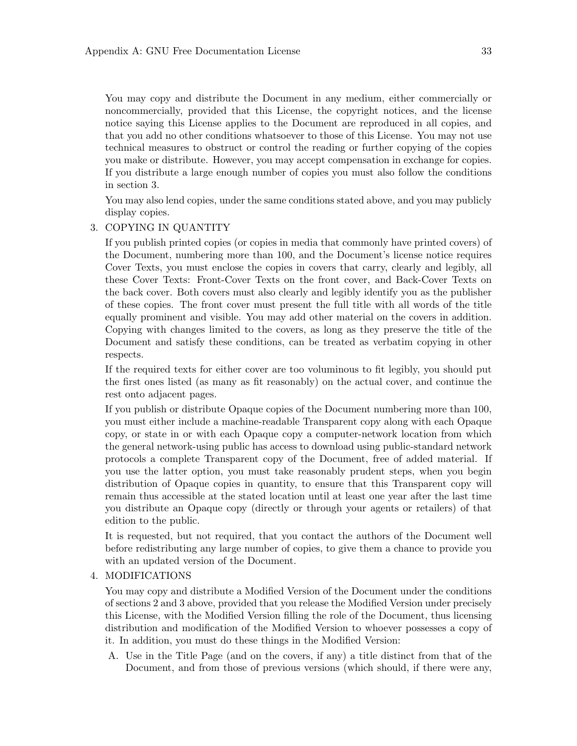You may copy and distribute the Document in any medium, either commercially or noncommercially, provided that this License, the copyright notices, and the license notice saying this License applies to the Document are reproduced in all copies, and that you add no other conditions whatsoever to those of this License. You may not use technical measures to obstruct or control the reading or further copying of the copies you make or distribute. However, you may accept compensation in exchange for copies. If you distribute a large enough number of copies you must also follow the conditions in section 3.

You may also lend copies, under the same conditions stated above, and you may publicly display copies.

3. COPYING IN QUANTITY

   If you publish printed copies (or copies in media that commonly have printed covers) of the Document, numbering more than 100, and the Document's license notice requires Cover Texts, you must enclose the copies in covers that carry, clearly and legibly, all these Cover Texts: Front-Cover Texts on the front cover, and Back-Cover Texts on the back cover. Both covers must also clearly and legibly identify you as the publisher of these copies. The front cover must present the full title with all words of the title equally prominent and visible. You may add other material on the covers in addition. Copying with changes limited to the covers, as long as they preserve the title of the Document and satisfy these conditions, can be treated as verbatim copying in other respects.

   If the required texts for either cover are too voluminous to fit legibly, you should put the first ones listed (as many as fit reasonably) on the actual cover, and continue the rest onto adjacent pages.

   If you publish or distribute Opaque copies of the Document numbering more than 100, you must either include a machine-readable Transparent copy along with each Opaque copy, or state in or with each Opaque copy a computer-network location from which the general network-using public has access to download using public-standard network protocols a complete Transparent copy of the Document, free of added material. If you use the latter option, you must take reasonably prudent steps, when you begin distribution of Opaque copies in quantity, to ensure that this Transparent copy will remain thus accessible at the stated location until at least one year after the last time you distribute an Opaque copy (directly or through your agents or retailers) of that edition to the public.

   It is requested, but not required, that you contact the authors of the Document well before redistributing any large number of copies, to give them a chance to provide you with an updated version of the Document.

4. MODIFICATIONS

   You may copy and distribute a Modified Version of the Document under the conditions of sections 2 and 3 above, provided that you release the Modified Version under precisely this License, with the Modified Version filling the role of the Document, thus licensing distribution and modification of the Modified Version to whoever possesses a copy of it. In addition, you must do these things in the Modified Version:

   A. Use in the Title Page (and on the covers, if any) a title distinct from that of the Document, and from those of previous versions (which should, if there were any,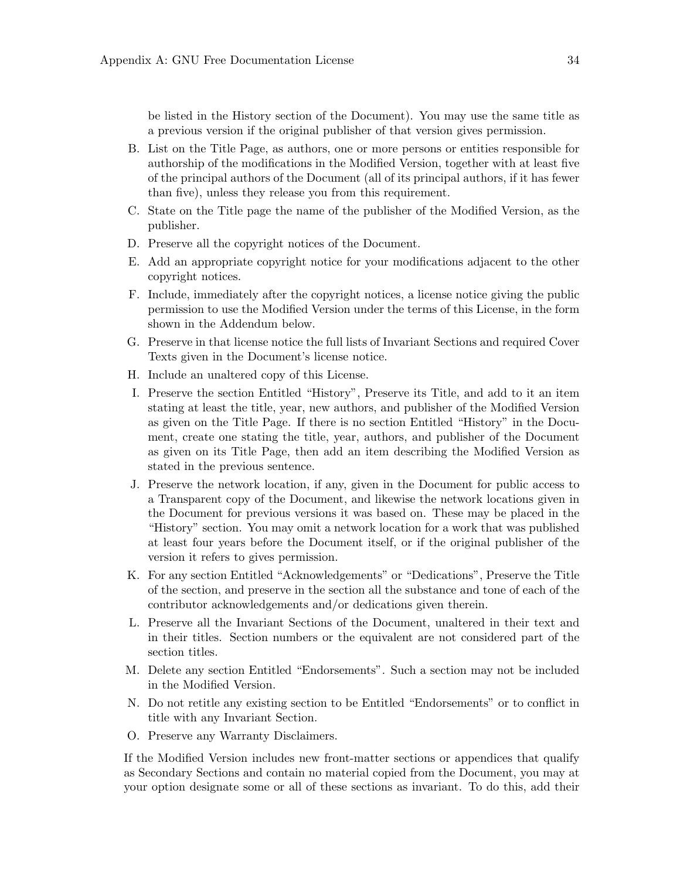be listed in the History section of the Document). You may use the same title as a previous version if the original publisher of that version gives permission.

B. List on the Title Page, as authors, one or more persons or entities responsible for authorship of the modifications in the Modified Version, together with at least five of the principal authors of the Document (all of its principal authors, if it has fewer than five), unless they release you from this requirement.
C. State on the Title page the name of the publisher of the Modified Version, as the publisher.
D. Preserve all the copyright notices of the Document.
E. Add an appropriate copyright notice for your modifications adjacent to the other copyright notices.
F. Include, immediately after the copyright notices, a license notice giving the public permission to use the Modified Version under the terms of this License, in the form shown in the Addendum below.
G. Preserve in that license notice the full lists of Invariant Sections and required Cover Texts given in the Document's license notice.
H. Include an unaltered copy of this License.
I. Preserve the section Entitled "History", Preserve its Title, and add to it an item stating at least the title, year, new authors, and publisher of the Modified Version as given on the Title Page. If there is no section Entitled "History" in the Document, create one stating the title, year, authors, and publisher of the Document as given on its Title Page, then add an item describing the Modified Version as stated in the previous sentence.
J. Preserve the network location, if any, given in the Document for public access to a Transparent copy of the Document, and likewise the network locations given in the Document for previous versions it was based on. These may be placed in the "History" section. You may omit a network location for a work that was published at least four years before the Document itself, or if the original publisher of the version it refers to gives permission.
K. For any section Entitled "Acknowledgements" or "Dedications", Preserve the Title of the section, and preserve in the section all the substance and tone of each of the contributor acknowledgements and/or dedications given therein.
L. Preserve all the Invariant Sections of the Document, unaltered in their text and in their titles. Section numbers or the equivalent are not considered part of the section titles.
M. Delete any section Entitled "Endorsements". Such a section may not be included in the Modified Version.
N. Do not retitle any existing section to be Entitled "Endorsements" or to conflict in title with any Invariant Section.
O. Preserve any Warranty Disclaimers.

If the Modified Version includes new front-matter sections or appendices that qualify as Secondary Sections and contain no material copied from the Document, you may at your option designate some or all of these sections as invariant. To do this, add their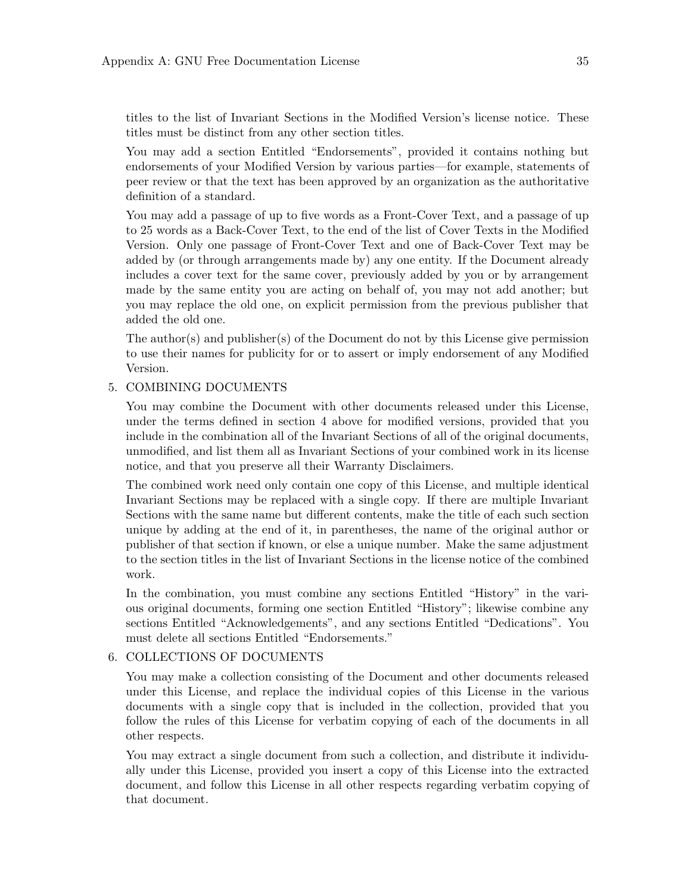titles to the list of Invariant Sections in the Modified Version's license notice. These titles must be distinct from any other section titles.

You may add a section Entitled "Endorsements", provided it contains nothing but endorsements of your Modified Version by various parties—for example, statements of peer review or that the text has been approved by an organization as the authoritative definition of a standard.

You may add a passage of up to five words as a Front-Cover Text, and a passage of up to 25 words as a Back-Cover Text, to the end of the list of Cover Texts in the Modified Version. Only one passage of Front-Cover Text and one of Back-Cover Text may be added by (or through arrangements made by) any one entity. If the Document already includes a cover text for the same cover, previously added by you or by arrangement made by the same entity you are acting on behalf of, you may not add another; but you may replace the old one, on explicit permission from the previous publisher that added the old one.

The author(s) and publisher(s) of the Document do not by this License give permission to use their names for publicity for or to assert or imply endorsement of any Modified Version.

5. COMBINING DOCUMENTS

   You may combine the Document with other documents released under this License, under the terms defined in section 4 above for modified versions, provided that you include in the combination all of the Invariant Sections of all of the original documents, unmodified, and list them all as Invariant Sections of your combined work in its license notice, and that you preserve all their Warranty Disclaimers.

   The combined work need only contain one copy of this License, and multiple identical Invariant Sections may be replaced with a single copy. If there are multiple Invariant Sections with the same name but different contents, make the title of each such section unique by adding at the end of it, in parentheses, the name of the original author or publisher of that section if known, or else a unique number. Make the same adjustment to the section titles in the list of Invariant Sections in the license notice of the combined work.

   In the combination, you must combine any sections Entitled "History" in the various original documents, forming one section Entitled "History"; likewise combine any sections Entitled "Acknowledgements", and any sections Entitled "Dedications". You must delete all sections Entitled "Endorsements."

6. COLLECTIONS OF DOCUMENTS

   You may make a collection consisting of the Document and other documents released under this License, and replace the individual copies of this License in the various documents with a single copy that is included in the collection, provided that you follow the rules of this License for verbatim copying of each of the documents in all other respects.

   You may extract a single document from such a collection, and distribute it individually under this License, provided you insert a copy of this License into the extracted document, and follow this License in all other respects regarding verbatim copying of that document.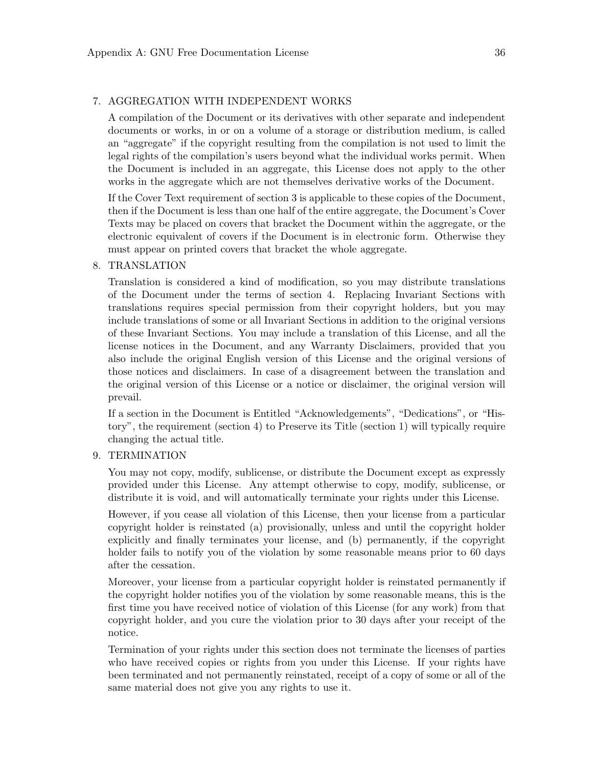7. AGGREGATION WITH INDEPENDENT WORKS

   A compilation of the Document or its derivatives with other separate and independent documents or works, in or on a volume of a storage or distribution medium, is called an "aggregate" if the copyright resulting from the compilation is not used to limit the legal rights of the compilation's users beyond what the individual works permit. When the Document is included in an aggregate, this License does not apply to the other works in the aggregate which are not themselves derivative works of the Document.

   If the Cover Text requirement of section 3 is applicable to these copies of the Document, then if the Document is less than one half of the entire aggregate, the Document's Cover Texts may be placed on covers that bracket the Document within the aggregate, or the electronic equivalent of covers if the Document is in electronic form. Otherwise they must appear on printed covers that bracket the whole aggregate.

8. TRANSLATION

   Translation is considered a kind of modification, so you may distribute translations of the Document under the terms of section 4. Replacing Invariant Sections with translations requires special permission from their copyright holders, but you may include translations of some or all Invariant Sections in addition to the original versions of these Invariant Sections. You may include a translation of this License, and all the license notices in the Document, and any Warranty Disclaimers, provided that you also include the original English version of this License and the original versions of those notices and disclaimers. In case of a disagreement between the translation and the original version of this License or a notice or disclaimer, the original version will prevail.

   If a section in the Document is Entitled "Acknowledgements", "Dedications", or "History", the requirement (section 4) to Preserve its Title (section 1) will typically require changing the actual title.

9. TERMINATION

   You may not copy, modify, sublicense, or distribute the Document except as expressly provided under this License. Any attempt otherwise to copy, modify, sublicense, or distribute it is void, and will automatically terminate your rights under this License.

   However, if you cease all violation of this License, then your license from a particular copyright holder is reinstated (a) provisionally, unless and until the copyright holder explicitly and finally terminates your license, and (b) permanently, if the copyright holder fails to notify you of the violation by some reasonable means prior to 60 days after the cessation.

   Moreover, your license from a particular copyright holder is reinstated permanently if the copyright holder notifies you of the violation by some reasonable means, this is the first time you have received notice of violation of this License (for any work) from that copyright holder, and you cure the violation prior to 30 days after your receipt of the notice.

   Termination of your rights under this section does not terminate the licenses of parties who have received copies or rights from you under this License. If your rights have been terminated and not permanently reinstated, receipt of a copy of some or all of the same material does not give you any rights to use it.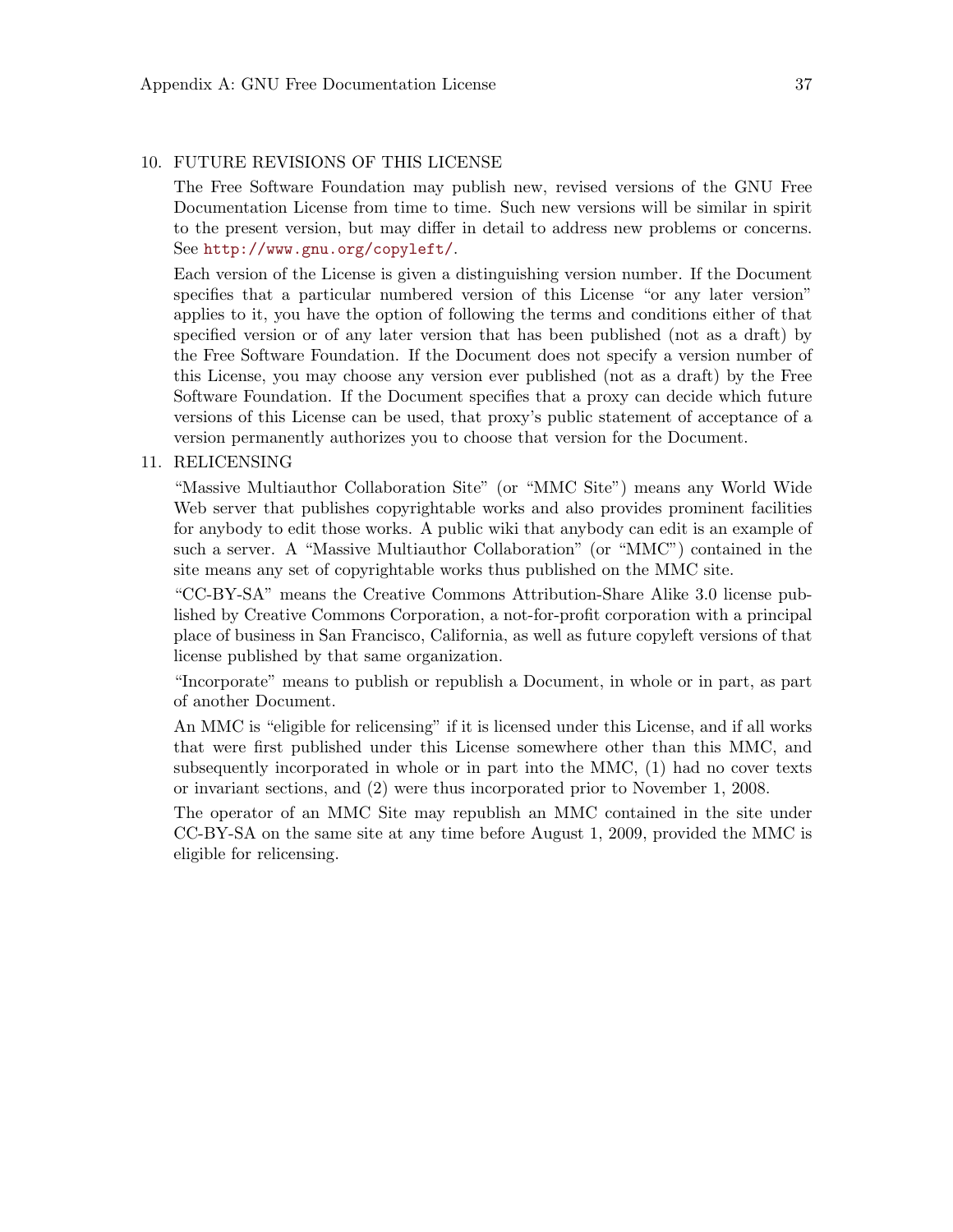10. FUTURE REVISIONS OF THIS LICENSE

    The Free Software Foundation may publish new, revised versions of the GNU Free Documentation License from time to time. Such new versions will be similar in spirit to the present version, but may differ in detail to address new problems or concerns. See http://www.gnu.org/copyleft/.

    Each version of the License is given a distinguishing version number. If the Document specifies that a particular numbered version of this License "or any later version" applies to it, you have the option of following the terms and conditions either of that specified version or of any later version that has been published (not as a draft) by the Free Software Foundation. If the Document does not specify a version number of this License, you may choose any version ever published (not as a draft) by the Free Software Foundation. If the Document specifies that a proxy can decide which future versions of this License can be used, that proxy's public statement of acceptance of a version permanently authorizes you to choose that version for the Document.

11. RELICENSING

    "Massive Multiauthor Collaboration Site" (or "MMC Site") means any World Wide Web server that publishes copyrightable works and also provides prominent facilities for anybody to edit those works. A public wiki that anybody can edit is an example of such a server. A "Massive Multiauthor Collaboration" (or "MMC") contained in the site means any set of copyrightable works thus published on the MMC site.

    "CC-BY-SA" means the Creative Commons Attribution-Share Alike 3.0 license published by Creative Commons Corporation, a not-for-profit corporation with a principal place of business in San Francisco, California, as well as future copyleft versions of that license published by that same organization.

    "Incorporate" means to publish or republish a Document, in whole or in part, as part of another Document.

    An MMC is "eligible for relicensing" if it is licensed under this License, and if all works that were first published under this License somewhere other than this MMC, and subsequently incorporated in whole or in part into the MMC, (1) had no cover texts or invariant sections, and (2) were thus incorporated prior to November 1, 2008.

    The operator of an MMC Site may republish an MMC contained in the site under CC-BY-SA on the same site at any time before August 1, 2009, provided the MMC is eligible for relicensing.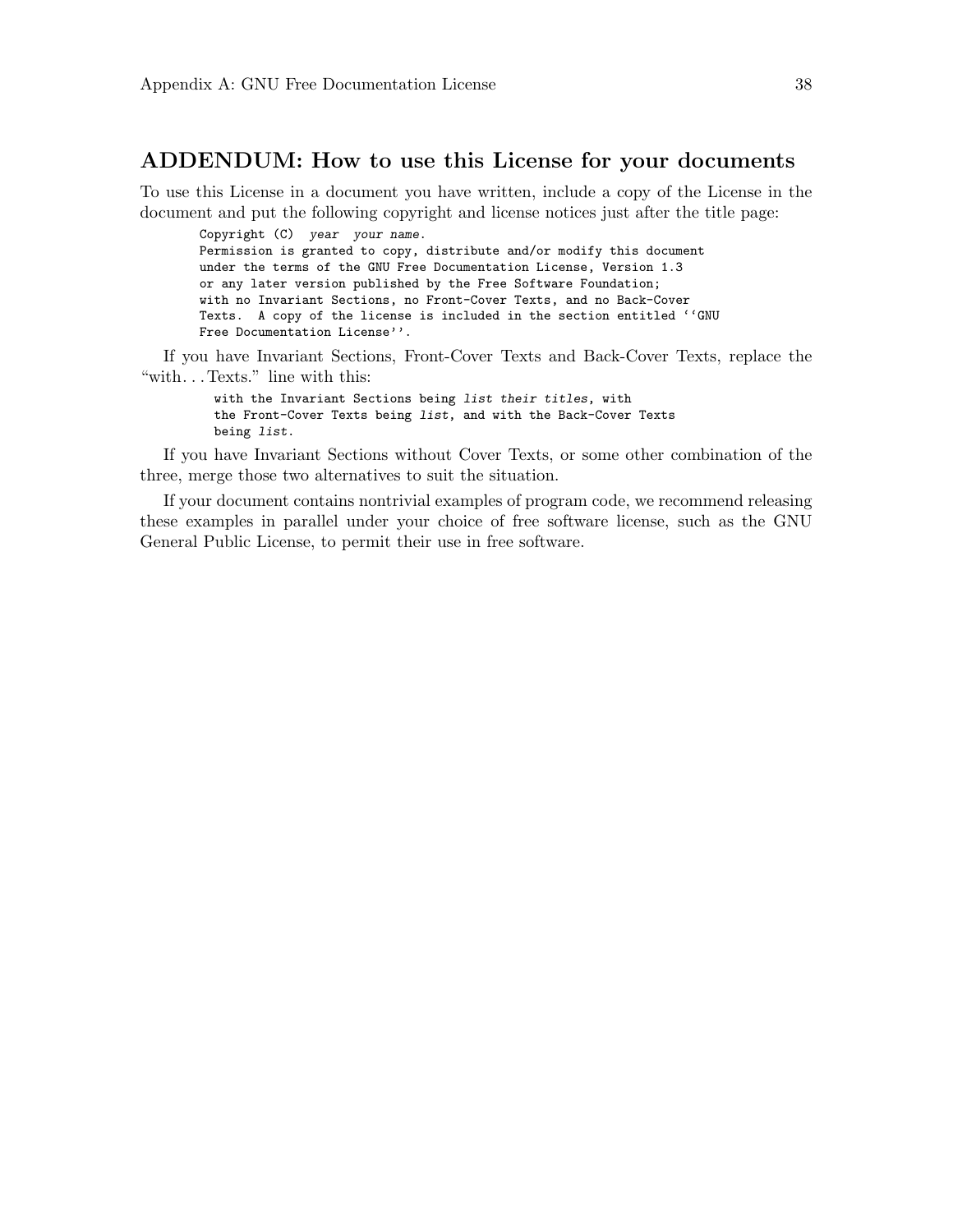## ADDENDUM: How to use this License for your documents

To use this License in a document you have written, include a copy of the License in the document and put the following copyright and license notices just after the title page:

```
Copyright (C)  year  your name.
Permission is granted to copy, distribute and/or modify this document
under the terms of the GNU Free Documentation License, Version 1.3
or any later version published by the Free Software Foundation;
with no Invariant Sections, no Front-Cover Texts, and no Back-Cover
Texts.  A copy of the license is included in the section entitled ``GNU
Free Documentation License''.
```

If you have Invariant Sections, Front-Cover Texts and Back-Cover Texts, replace the "with. . . Texts." line with this:

```
with the Invariant Sections being list their titles, with
the Front-Cover Texts being list, and with the Back-Cover Texts
being list.
```

If you have Invariant Sections without Cover Texts, or some other combination of the three, merge those two alternatives to suit the situation.

If your document contains nontrivial examples of program code, we recommend releasing these examples in parallel under your choice of free software license, such as the GNU General Public License, to permit their use in free software.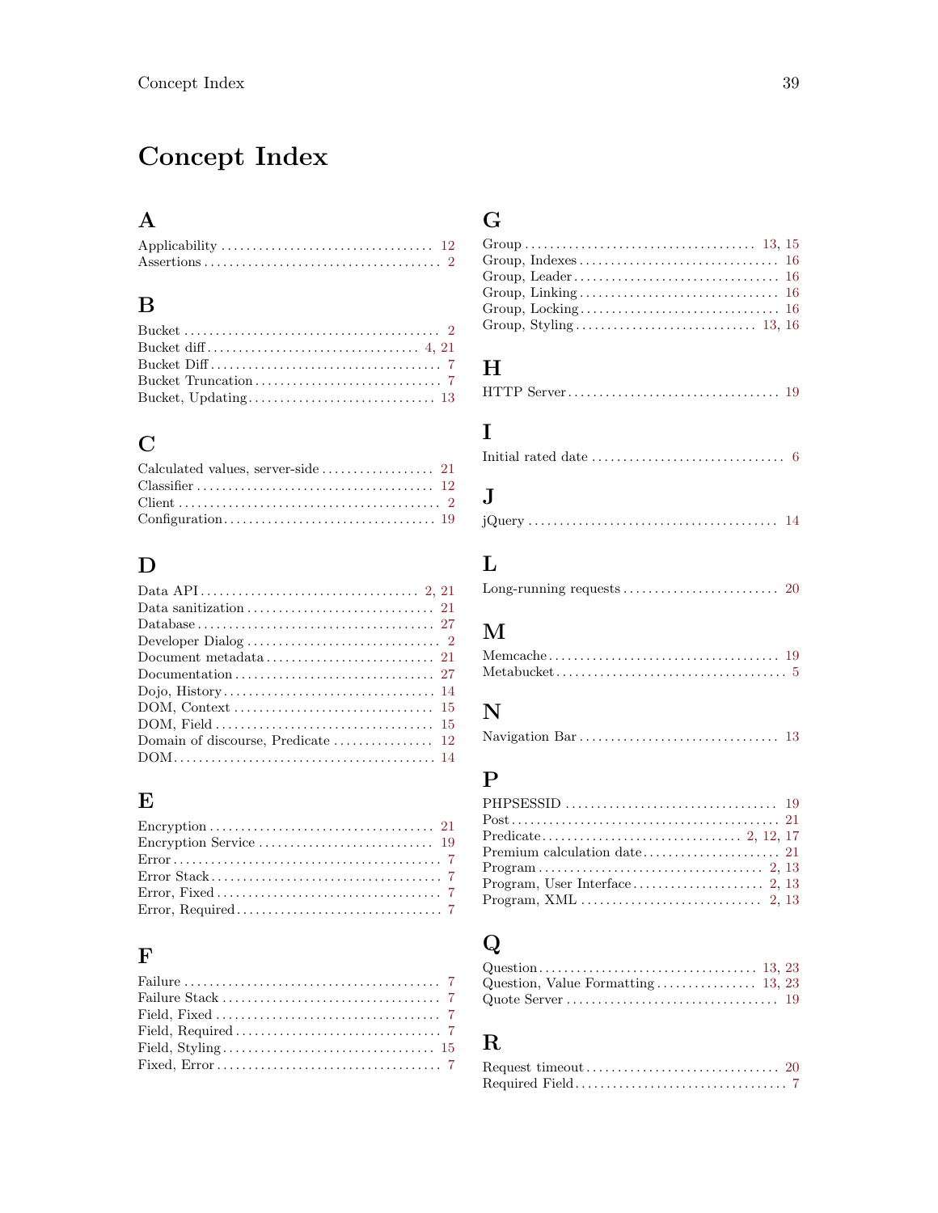# Concept Index

## A

Applicability ................................. 12
Assertions ..................................... 2

## B

Bucket ......................................... 2
Bucket diff ................................. 4, 21
Bucket Diff .................................... 7
Bucket Truncation .............................. 7
Bucket, Updating .............................. 13

## C

Calculated values, server-side ................ 21
Classifier .................................... 12
Client ......................................... 2
Configuration ................................. 19

## D

Data API .................................. 2, 21
Data sanitization ............................. 21
Database ...................................... 27
Developer Dialog ............................... 2
Document metadata ............................. 21
Documentation ................................. 27
Dojo, History ................................. 14
DOM, Context .................................. 15
DOM, Field .................................... 15
Domain of discourse, Predicate ................ 12
DOM ........................................... 14

## E

Encryption .................................... 21
Encryption Service ............................ 19
Error .......................................... 7
Error Stack .................................... 7
Error, Fixed ................................... 7
Error, Required ................................ 7

## F

Failure ........................................ 7
Failure Stack .................................. 7
Field, Fixed ................................... 7
Field, Required ................................ 7
Field, Styling ................................ 15
Fixed, Error ................................... 7

## G

Group ..................................... 13, 15
Group, Indexes ................................ 16
Group, Leader ................................. 16
Group, Linking ................................ 16
Group, Locking ................................ 16
Group, Styling ............................ 13, 16

## H

HTTP Server ................................... 19

## I

Initial rated date ............................. 6

## J

jQuery ........................................ 14

## L

Long-running requests ......................... 20

## M

Memcache ...................................... 19
Metabucket ..................................... 5

## N

Navigation Bar ................................ 13

## P

PHPSESSID ..................................... 19
Post .......................................... 21
Predicate ............................. 2, 12, 17
Premium calculation date ...................... 21
Program .................................... 2, 13
Program, User Interface .................... 2, 13
Program, XML ............................... 2, 13

## Q

Question .................................. 13, 23
Question, Value Formatting ................ 13, 23
Quote Server .................................. 19

## R

Request timeout ............................... 20
Required Field ................................. 7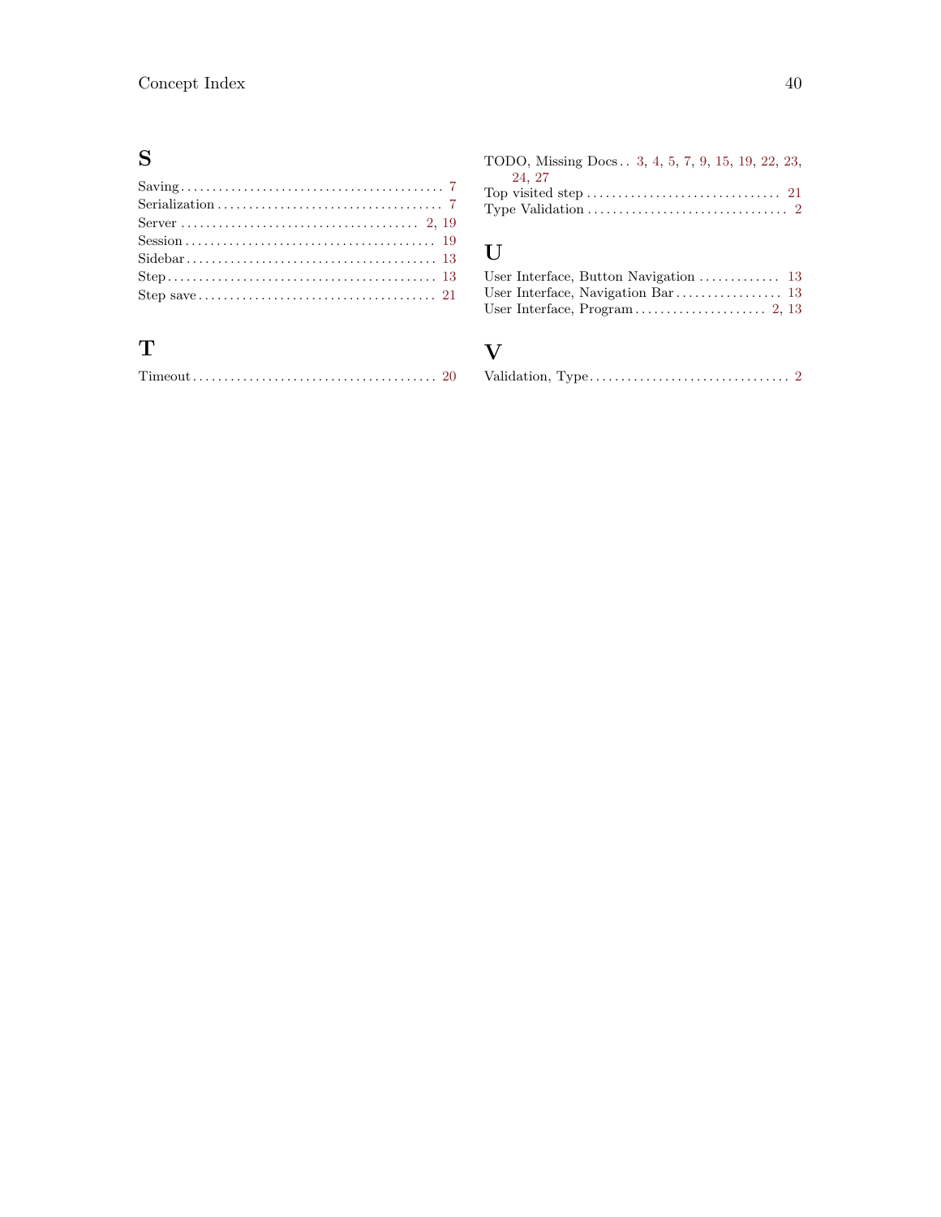## S

- Saving . . . . . . . . . . 7
- Serialization . . . . . . . . . . 7
- Server . . . . . . . . . . 2, 19
- Session . . . . . . . . . . 19
- Sidebar . . . . . . . . . . 13
- Step . . . . . . . . . . 13
- Step save . . . . . . . . . . 21

## T

- Timeout . . . . . . . . . . 20
- TODO, Missing Docs . . 3, 4, 5, 7, 9, 15, 19, 22, 23, 24, 27
- Top visited step . . . . . . . . . . 21
- Type Validation . . . . . . . . . . 2

## U

- User Interface, Button Navigation . . . . . . . . . . 13
- User Interface, Navigation Bar . . . . . . . . . . 13
- User Interface, Program . . . . . . . . . . 2, 13

## V

- Validation, Type . . . . . . . . . . 2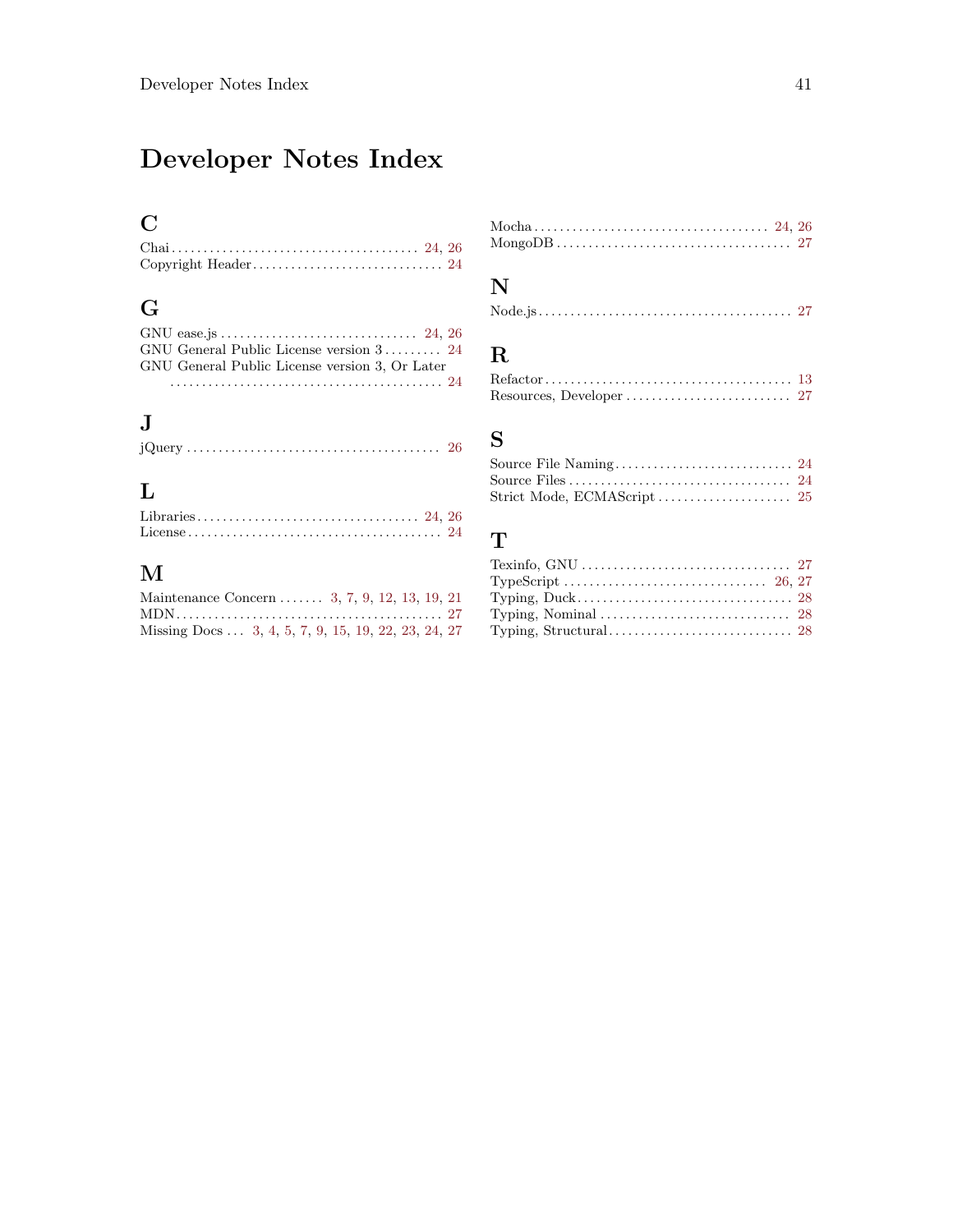# Developer Notes Index

## C

Chai .......... 24, 26
Copyright Header .......... 24

## G

GNU ease.js .......... 24, 26
GNU General Public License version 3 .......... 24
GNU General Public License version 3, Or Later .......... 24

## J

jQuery .......... 26

## L

Libraries .......... 24, 26
License .......... 24

## M

Maintenance Concern .......... 3, 7, 9, 12, 13, 19, 21
MDN .......... 27
Missing Docs .......... 3, 4, 5, 7, 9, 15, 19, 22, 23, 24, 27
Mocha .......... 24, 26
MongoDB .......... 27

## N

Node.js .......... 27

## R

Refactor .......... 13
Resources, Developer .......... 27

## S

Source File Naming .......... 24
Source Files .......... 24
Strict Mode, ECMAScript .......... 25

## T

Texinfo, GNU .......... 27
TypeScript .......... 26, 27
Typing, Duck .......... 28
Typing, Nominal .......... 28
Typing, Structural .......... 28